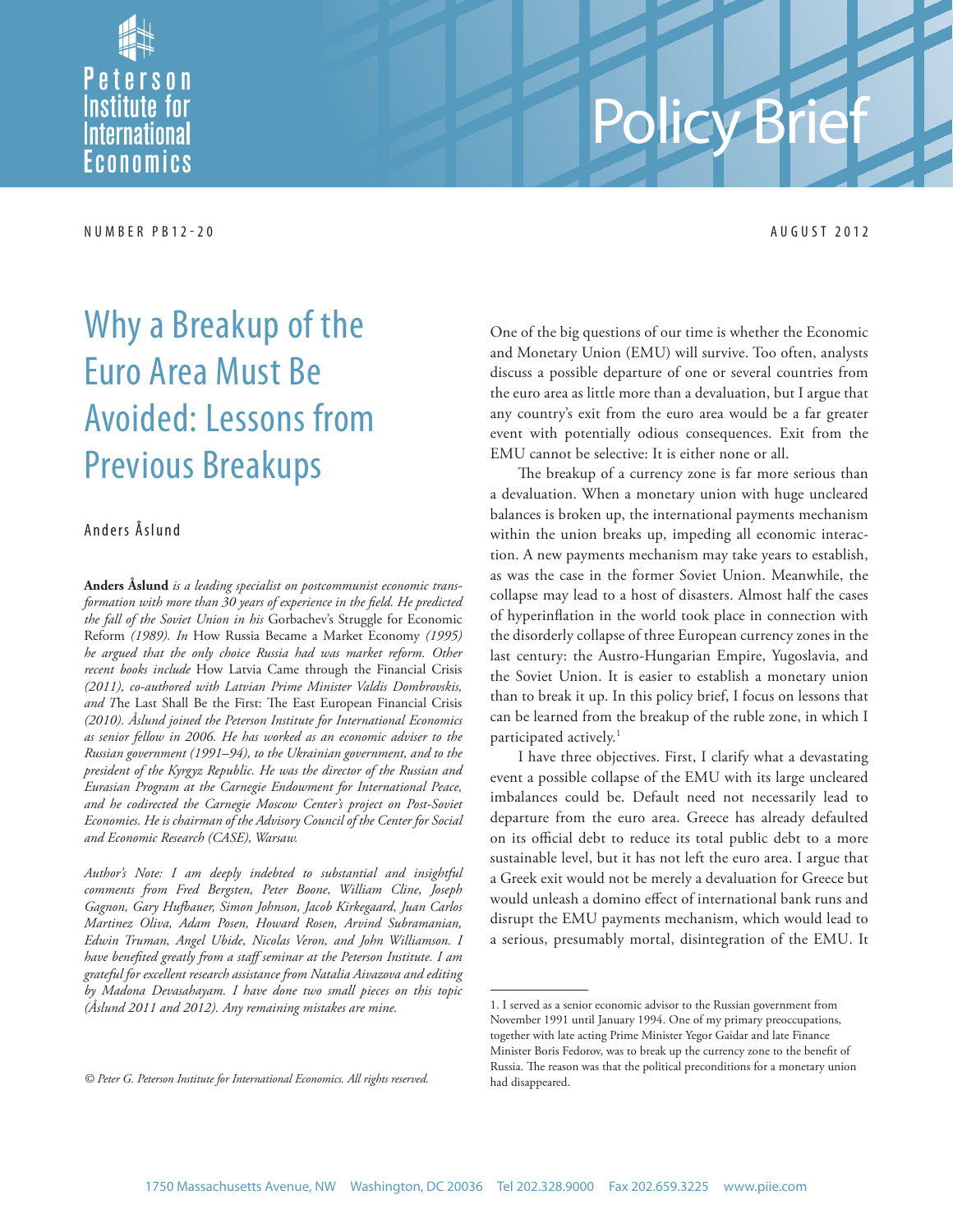Peterson Institute for International Economics

# Policy Brief

NUMBER PB12-20 AUGUST 2012

# Why a Breakup of the Euro Area Must Be Avoided: Lessons from Previous Breakups

Anders Åslund

**Anders Åslund** *is a leading specialist on postcommunist economic transformation with more than 30 years of experience in the field. He predicted the fall of the Soviet Union in his* Gorbachev's Struggle for Economic Reform *(1989). In* How Russia Became a Market Economy *(1995) he argued that the only choice Russia had was market reform. Other recent books include* How Latvia Came through the Financial Crisis *(2011), co-authored with Latvian Prime Minister Valdis Dombrovskis, and* The Last Shall Be the First: The East European Financial Crisis *(2010). Åslund joined the Peterson Institute for International Economics as senior fellow in 2006. He has worked as an economic adviser to the Russian government (1991–94), to the Ukrainian government, and to the president of the Kyrgyz Republic. He was the director of the Russian and Eurasian Program at the Carnegie Endowment for International Peace, and he codirected the Carnegie Moscow Center's project on Post-Soviet Economies. He is chairman of the Advisory Council of the Center for Social and Economic Research (CASE), Warsaw.*

*Author's Note: I am deeply indebted to substantial and insightful comments from Fred Bergsten, Peter Boone, William Cline, Joseph Gagnon, Gary Hufbauer, Simon Johnson, Jacob Kirkegaard, Juan Carlos Martinez Oliva, Adam Posen, Howard Rosen, Arvind Subramanian, Edwin Truman, Angel Ubide, Nicolas Veron, and John Williamson. I have benefited greatly from a staff seminar at the Peterson Institute. I am grateful for excellent research assistance from Natalia Aivazova and editing by Madona Devasahayam. I have done two small pieces on this topic (Åslund 2011 and 2012). Any remaining mistakes are mine.*

*© Peter G. Peterson Institute for International Economics. All rights reserved.*

One of the big questions of our time is whether the Economic and Monetary Union (EMU) will survive. Too often, analysts discuss a possible departure of one or several countries from the euro area as little more than a devaluation, but I argue that any country's exit from the euro area would be a far greater event with potentially odious consequences. Exit from the EMU cannot be selective: It is either none or all.

The breakup of a currency zone is far more serious than a devaluation. When a monetary union with huge uncleared balances is broken up, the international payments mechanism within the union breaks up, impeding all economic interaction. A new payments mechanism may take years to establish, as was the case in the former Soviet Union. Meanwhile, the collapse may lead to a host of disasters. Almost half the cases of hyperinflation in the world took place in connection with the disorderly collapse of three European currency zones in the last century: the Austro-Hungarian Empire, Yugoslavia, and the Soviet Union. It is easier to establish a monetary union than to break it up. In this policy brief, I focus on lessons that can be learned from the breakup of the ruble zone, in which I participated actively.[1]

I have three objectives. First, I clarify what a devastating event a possible collapse of the EMU with its large uncleared imbalances could be. Default need not necessarily lead to departure from the euro area. Greece has already defaulted on its official debt to reduce its total public debt to a more sustainable level, but it has not left the euro area. I argue that a Greek exit would not be merely a devaluation for Greece but would unleash a domino effect of international bank runs and disrupt the EMU payments mechanism, which would lead to a serious, presumably mortal, disintegration of the EMU. It

1. I served as a senior economic advisor to the Russian government from November 1991 until January 1994. One of my primary preoccupations, together with late acting Prime Minister Yegor Gaidar and late Finance Minister Boris Fedorov, was to break up the currency zone to the benefit of Russia. The reason was that the political preconditions for a monetary union had disappeared.

1750 Massachusetts Avenue, NW Washington, DC 20036 Tel 202.328.9000 Fax 202.659.3225 www.piie.com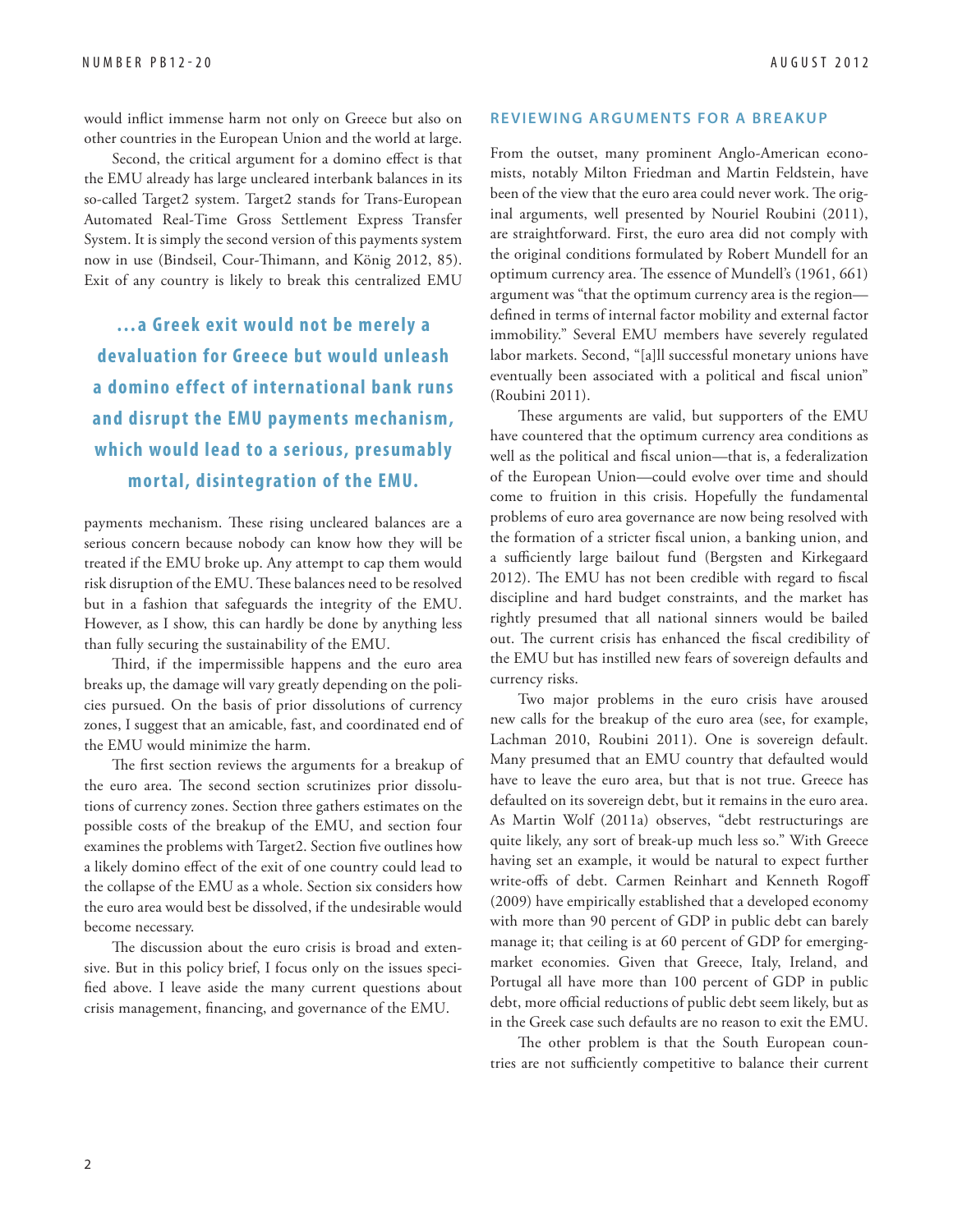would inflict immense harm not only on Greece but also on other countries in the European Union and the world at large.

Second, the critical argument for a domino effect is that the EMU already has large uncleared interbank balances in its so-called Target2 system. Target2 stands for Trans-European Automated Real-Time Gross Settlement Express Transfer System. It is simply the second version of this payments system now in use (Bindseil, Cour-Thimann, and König 2012, 85). Exit of any country is likely to break this centralized EMU payments mechanism. These rising uncleared balances are a serious concern because nobody can know how they will be treated if the EMU broke up. Any attempt to cap them would risk disruption of the EMU. These balances need to be resolved but in a fashion that safeguards the integrity of the EMU. However, as I show, this can hardly be done by anything less than fully securing the sustainability of the EMU.

> **...a Greek exit would not be merely a devaluation for Greece but would unleash a domino effect of international bank runs and disrupt the EMU payments mechanism, which would lead to a serious, presumably mortal, disintegration of the EMU.**

Third, if the impermissible happens and the euro area breaks up, the damage will vary greatly depending on the policies pursued. On the basis of prior dissolutions of currency zones, I suggest that an amicable, fast, and coordinated end of the EMU would minimize the harm.

The first section reviews the arguments for a breakup of the euro area. The second section scrutinizes prior dissolutions of currency zones. Section three gathers estimates on the possible costs of the breakup of the EMU, and section four examines the problems with Target2. Section five outlines how a likely domino effect of the exit of one country could lead to the collapse of the EMU as a whole. Section six considers how the euro area would best be dissolved, if the undesirable would become necessary.

The discussion about the euro crisis is broad and extensive. But in this policy brief, I focus only on the issues specified above. I leave aside the many current questions about crisis management, financing, and governance of the EMU.

## REVIEWING ARGUMENTS FOR A BREAKUP

From the outset, many prominent Anglo-American economists, notably Milton Friedman and Martin Feldstein, have been of the view that the euro area could never work. The original arguments, well presented by Nouriel Roubini (2011), are straightforward. First, the euro area did not comply with the original conditions formulated by Robert Mundell for an optimum currency area. The essence of Mundell's (1961, 661) argument was "that the optimum currency area is the region—defined in terms of internal factor mobility and external factor immobility." Several EMU members have severely regulated labor markets. Second, "[a]ll successful monetary unions have eventually been associated with a political and fiscal union" (Roubini 2011).

These arguments are valid, but supporters of the EMU have countered that the optimum currency area conditions as well as the political and fiscal union—that is, a federalization of the European Union—could evolve over time and should come to fruition in this crisis. Hopefully the fundamental problems of euro area governance are now being resolved with the formation of a stricter fiscal union, a banking union, and a sufficiently large bailout fund (Bergsten and Kirkegaard 2012). The EMU has not been credible with regard to fiscal discipline and hard budget constraints, and the market has rightly presumed that all national sinners would be bailed out. The current crisis has enhanced the fiscal credibility of the EMU but has instilled new fears of sovereign defaults and currency risks.

Two major problems in the euro crisis have aroused new calls for the breakup of the euro area (see, for example, Lachman 2010, Roubini 2011). One is sovereign default. Many presumed that an EMU country that defaulted would have to leave the euro area, but that is not true. Greece has defaulted on its sovereign debt, but it remains in the euro area. As Martin Wolf (2011a) observes, "debt restructurings are quite likely, any sort of break-up much less so." With Greece having set an example, it would be natural to expect further write-offs of debt. Carmen Reinhart and Kenneth Rogoff (2009) have empirically established that a developed economy with more than 90 percent of GDP in public debt can barely manage it; that ceiling is at 60 percent of GDP for emerging-market economies. Given that Greece, Italy, Ireland, and Portugal all have more than 100 percent of GDP in public debt, more official reductions of public debt seem likely, but as in the Greek case such defaults are no reason to exit the EMU.

The other problem is that the South European countries are not sufficiently competitive to balance their current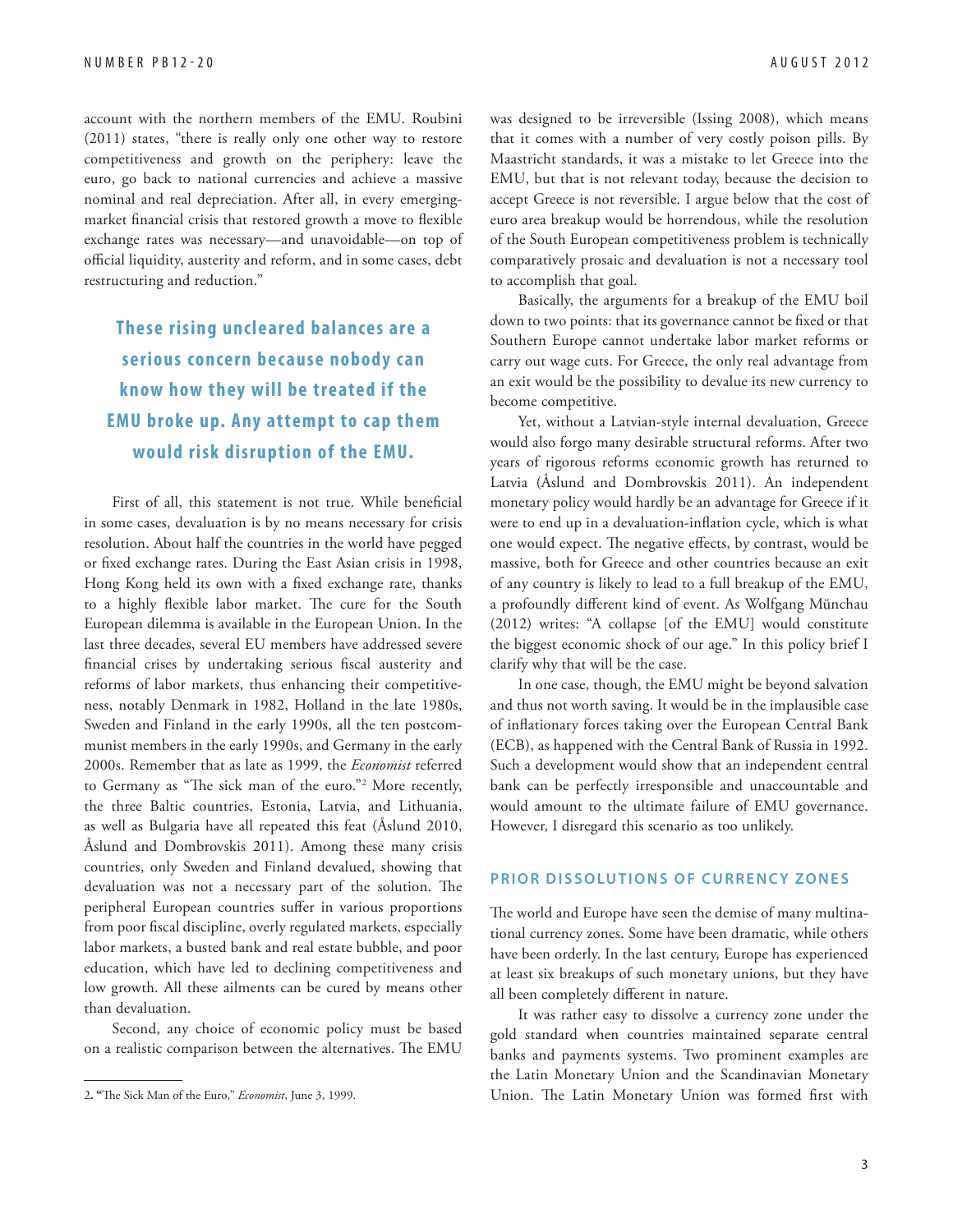account with the northern members of the EMU. Roubini (2011) states, "there is really only one other way to restore competitiveness and growth on the periphery: leave the euro, go back to national currencies and achieve a massive nominal and real depreciation. After all, in every emerging-market financial crisis that restored growth a move to flexible exchange rates was necessary—and unavoidable—on top of official liquidity, austerity and reform, and in some cases, debt restructuring and reduction."

> **These rising uncleared balances are a serious concern because nobody can know how they will be treated if the EMU broke up. Any attempt to cap them would risk disruption of the EMU.**

First of all, this statement is not true. While beneficial in some cases, devaluation is by no means necessary for crisis resolution. About half the countries in the world have pegged or fixed exchange rates. During the East Asian crisis in 1998, Hong Kong held its own with a fixed exchange rate, thanks to a highly flexible labor market. The cure for the South European dilemma is available in the European Union. In the last three decades, several EU members have addressed severe financial crises by undertaking serious fiscal austerity and reforms of labor markets, thus enhancing their competitiveness, notably Denmark in 1982, Holland in the late 1980s, Sweden and Finland in the early 1990s, all the ten postcommunist members in the early 1990s, and Germany in the early 2000s. Remember that as late as 1999, the *Economist* referred to Germany as "The sick man of the euro."[2] More recently, the three Baltic countries, Estonia, Latvia, and Lithuania, as well as Bulgaria have all repeated this feat (Åslund 2010, Åslund and Dombrovskis 2011). Among these many crisis countries, only Sweden and Finland devalued, showing that devaluation was not a necessary part of the solution. The peripheral European countries suffer in various proportions from poor fiscal discipline, overly regulated markets, especially labor markets, a busted bank and real estate bubble, and poor education, which have led to declining competitiveness and low growth. All these ailments can be cured by means other than devaluation.

Second, any choice of economic policy must be based on a realistic comparison between the alternatives. The EMU was designed to be irreversible (Issing 2008), which means that it comes with a number of very costly poison pills. By Maastricht standards, it was a mistake to let Greece into the EMU, but that is not relevant today, because the decision to accept Greece is not reversible. I argue below that the cost of euro area breakup would be horrendous, while the resolution of the South European competitiveness problem is technically comparatively prosaic and devaluation is not a necessary tool to accomplish that goal.

Basically, the arguments for a breakup of the EMU boil down to two points: that its governance cannot be fixed or that Southern Europe cannot undertake labor market reforms or carry out wage cuts. For Greece, the only real advantage from an exit would be the possibility to devalue its new currency to become competitive.

Yet, without a Latvian-style internal devaluation, Greece would also forgo many desirable structural reforms. After two years of rigorous reforms economic growth has returned to Latvia (Åslund and Dombrovskis 2011). An independent monetary policy would hardly be an advantage for Greece if it were to end up in a devaluation-inflation cycle, which is what one would expect. The negative effects, by contrast, would be massive, both for Greece and other countries because an exit of any country is likely to lead to a full breakup of the EMU, a profoundly different kind of event. As Wolfgang Münchau (2012) writes: "A collapse [of the EMU] would constitute the biggest economic shock of our age." In this policy brief I clarify why that will be the case.

In one case, though, the EMU might be beyond salvation and thus not worth saving. It would be in the implausible case of inflationary forces taking over the European Central Bank (ECB), as happened with the Central Bank of Russia in 1992. Such a development would show that an independent central bank can be perfectly irresponsible and unaccountable and would amount to the ultimate failure of EMU governance. However, I disregard this scenario as too unlikely.

## PRIOR DISSOLUTIONS OF CURRENCY ZONES

The world and Europe have seen the demise of many multinational currency zones. Some have been dramatic, while others have been orderly. In the last century, Europe has experienced at least six breakups of such monetary unions, but they have all been completely different in nature.

It was rather easy to dissolve a currency zone under the gold standard when countries maintained separate central banks and payments systems. Two prominent examples are the Latin Monetary Union and the Scandinavian Monetary Union. The Latin Monetary Union was formed first with

2. "The Sick Man of the Euro," *Economist*, June 3, 1999.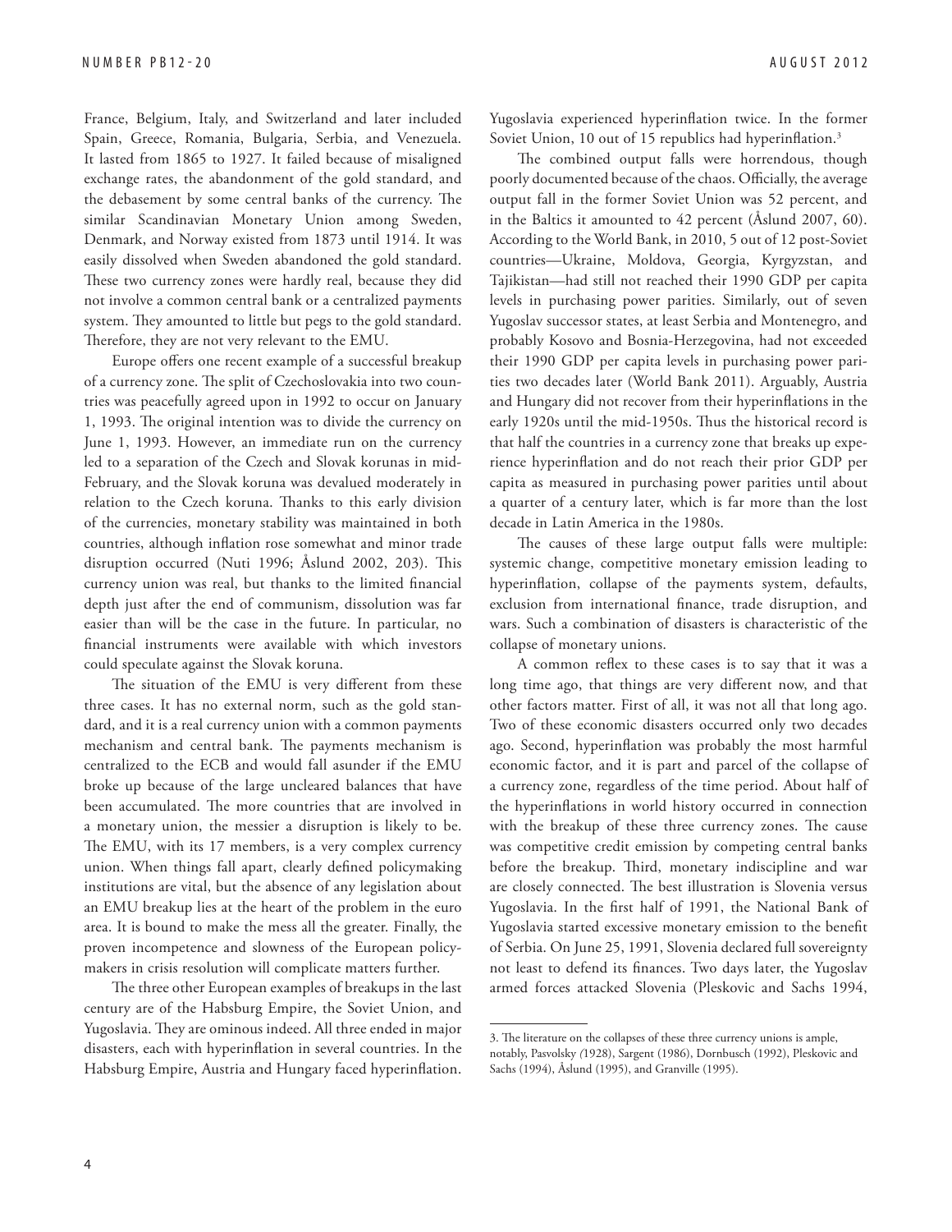France, Belgium, Italy, and Switzerland and later included Spain, Greece, Romania, Bulgaria, Serbia, and Venezuela. It lasted from 1865 to 1927. It failed because of misaligned exchange rates, the abandonment of the gold standard, and the debasement by some central banks of the currency. The similar Scandinavian Monetary Union among Sweden, Denmark, and Norway existed from 1873 until 1914. It was easily dissolved when Sweden abandoned the gold standard. These two currency zones were hardly real, because they did not involve a common central bank or a centralized payments system. They amounted to little but pegs to the gold standard. Therefore, they are not very relevant to the EMU.

Europe offers one recent example of a successful breakup of a currency zone. The split of Czechoslovakia into two countries was peacefully agreed upon in 1992 to occur on January 1, 1993. The original intention was to divide the currency on June 1, 1993. However, an immediate run on the currency led to a separation of the Czech and Slovak korunas in mid-February, and the Slovak koruna was devalued moderately in relation to the Czech koruna. Thanks to this early division of the currencies, monetary stability was maintained in both countries, although inflation rose somewhat and minor trade disruption occurred (Nuti 1996; Åslund 2002, 203). This currency union was real, but thanks to the limited financial depth just after the end of communism, dissolution was far easier than will be the case in the future. In particular, no financial instruments were available with which investors could speculate against the Slovak koruna.

The situation of the EMU is very different from these three cases. It has no external norm, such as the gold standard, and it is a real currency union with a common payments mechanism and central bank. The payments mechanism is centralized to the ECB and would fall asunder if the EMU broke up because of the large uncleared balances that have been accumulated. The more countries that are involved in a monetary union, the messier a disruption is likely to be. The EMU, with its 17 members, is a very complex currency union. When things fall apart, clearly defined policymaking institutions are vital, but the absence of any legislation about an EMU breakup lies at the heart of the problem in the euro area. It is bound to make the mess all the greater. Finally, the proven incompetence and slowness of the European policymakers in crisis resolution will complicate matters further.

The three other European examples of breakups in the last century are of the Habsburg Empire, the Soviet Union, and Yugoslavia. They are ominous indeed. All three ended in major disasters, each with hyperinflation in several countries. In the Habsburg Empire, Austria and Hungary faced hyperinflation. Yugoslavia experienced hyperinflation twice. In the former Soviet Union, 10 out of 15 republics had hyperinflation.[3]

The combined output falls were horrendous, though poorly documented because of the chaos. Officially, the average output fall in the former Soviet Union was 52 percent, and in the Baltics it amounted to 42 percent (Åslund 2007, 60). According to the World Bank, in 2010, 5 out of 12 post-Soviet countries—Ukraine, Moldova, Georgia, Kyrgyzstan, and Tajikistan—had still not reached their 1990 GDP per capita levels in purchasing power parities. Similarly, out of seven Yugoslav successor states, at least Serbia and Montenegro, and probably Kosovo and Bosnia-Herzegovina, had not exceeded their 1990 GDP per capita levels in purchasing power parities two decades later (World Bank 2011). Arguably, Austria and Hungary did not recover from their hyperinflations in the early 1920s until the mid-1950s. Thus the historical record is that half the countries in a currency zone that breaks up experience hyperinflation and do not reach their prior GDP per capita as measured in purchasing power parities until about a quarter of a century later, which is far more than the lost decade in Latin America in the 1980s.

The causes of these large output falls were multiple: systemic change, competitive monetary emission leading to hyperinflation, collapse of the payments system, defaults, exclusion from international finance, trade disruption, and wars. Such a combination of disasters is characteristic of the collapse of monetary unions.

A common reflex to these cases is to say that it was a long time ago, that things are very different now, and that other factors matter. First of all, it was not all that long ago. Two of these economic disasters occurred only two decades ago. Second, hyperinflation was probably the most harmful economic factor, and it is part and parcel of the collapse of a currency zone, regardless of the time period. About half of the hyperinflations in world history occurred in connection with the breakup of these three currency zones. The cause was competitive credit emission by competing central banks before the breakup. Third, monetary indiscipline and war are closely connected. The best illustration is Slovenia versus Yugoslavia. In the first half of 1991, the National Bank of Yugoslavia started excessive monetary emission to the benefit of Serbia. On June 25, 1991, Slovenia declared full sovereignty not least to defend its finances. Two days later, the Yugoslav armed forces attacked Slovenia (Pleskovic and Sachs 1994,

3. The literature on the collapses of these three currency unions is ample, notably, Pasvolsky *(*1928), Sargent (1986), Dornbusch (1992), Pleskovic and Sachs (1994), Åslund (1995), and Granville (1995).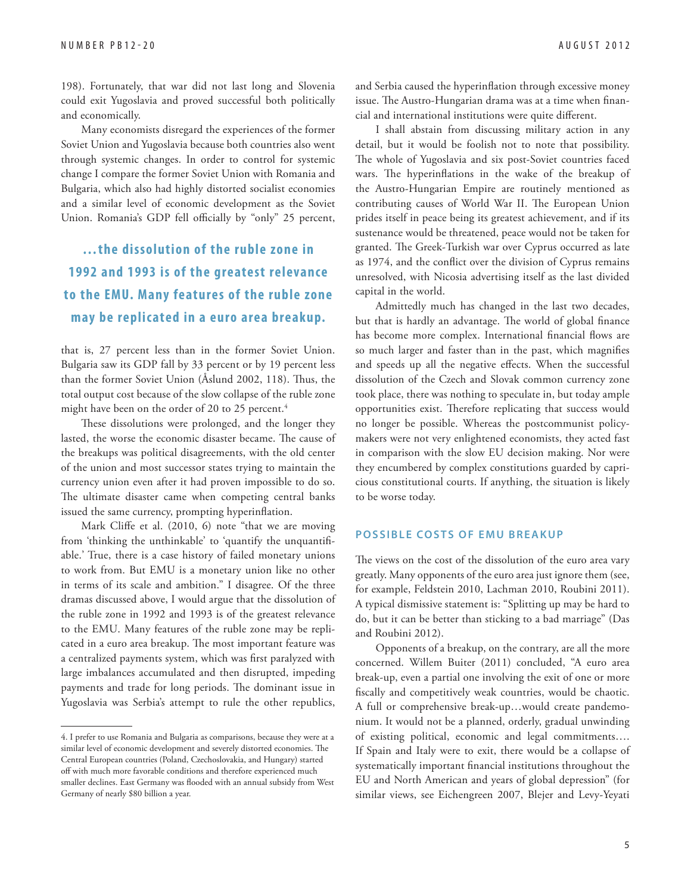198). Fortunately, that war did not last long and Slovenia could exit Yugoslavia and proved successful both politically and economically.

Many economists disregard the experiences of the former Soviet Union and Yugoslavia because both countries also went through systemic changes. In order to control for systemic change I compare the former Soviet Union with Romania and Bulgaria, which also had highly distorted socialist economies and a similar level of economic development as the Soviet Union. Romania's GDP fell officially by "only" 25 percent, that is, 27 percent less than in the former Soviet Union. Bulgaria saw its GDP fall by 33 percent or by 19 percent less than the former Soviet Union (Åslund 2002, 118). Thus, the total output cost because of the slow collapse of the ruble zone might have been on the order of 20 to 25 percent.[4]

> **...the dissolution of the ruble zone in 1992 and 1993 is of the greatest relevance to the EMU. Many features of the ruble zone may be replicated in a euro area breakup.**

These dissolutions were prolonged, and the longer they lasted, the worse the economic disaster became. The cause of the breakups was political disagreements, with the old center of the union and most successor states trying to maintain the currency union even after it had proven impossible to do so. The ultimate disaster came when competing central banks issued the same currency, prompting hyperinflation.

Mark Cliffe et al. (2010, 6) note "that we are moving from 'thinking the unthinkable' to 'quantify the unquantifiable.' True, there is a case history of failed monetary unions to work from. But EMU is a monetary union like no other in terms of its scale and ambition." I disagree. Of the three dramas discussed above, I would argue that the dissolution of the ruble zone in 1992 and 1993 is of the greatest relevance to the EMU. Many features of the ruble zone may be replicated in a euro area breakup. The most important feature was a centralized payments system, which was first paralyzed with large imbalances accumulated and then disrupted, impeding payments and trade for long periods. The dominant issue in Yugoslavia was Serbia's attempt to rule the other republics, and Serbia caused the hyperinflation through excessive money issue. The Austro-Hungarian drama was at a time when financial and international institutions were quite different.

I shall abstain from discussing military action in any detail, but it would be foolish not to note that possibility. The whole of Yugoslavia and six post-Soviet countries faced wars. The hyperinflations in the wake of the breakup of the Austro-Hungarian Empire are routinely mentioned as contributing causes of World War II. The European Union prides itself in peace being its greatest achievement, and if its sustenance would be threatened, peace would not be taken for granted. The Greek-Turkish war over Cyprus occurred as late as 1974, and the conflict over the division of Cyprus remains unresolved, with Nicosia advertising itself as the last divided capital in the world.

Admittedly much has changed in the last two decades, but that is hardly an advantage. The world of global finance has become more complex. International financial flows are so much larger and faster than in the past, which magnifies and speeds up all the negative effects. When the successful dissolution of the Czech and Slovak common currency zone took place, there was nothing to speculate in, but today ample opportunities exist. Therefore replicating that success would no longer be possible. Whereas the postcommunist policymakers were not very enlightened economists, they acted fast in comparison with the slow EU decision making. Nor were they encumbered by complex constitutions guarded by capricious constitutional courts. If anything, the situation is likely to be worse today.

## POSSIBLE COSTS OF EMU BREAKUP

The views on the cost of the dissolution of the euro area vary greatly. Many opponents of the euro area just ignore them (see, for example, Feldstein 2010, Lachman 2010, Roubini 2011). A typical dismissive statement is: "Splitting up may be hard to do, but it can be better than sticking to a bad marriage" (Das and Roubini 2012).

Opponents of a breakup, on the contrary, are all the more concerned. Willem Buiter (2011) concluded, "A euro area break-up, even a partial one involving the exit of one or more fiscally and competitively weak countries, would be chaotic. A full or comprehensive break-up…would create pandemonium. It would not be a planned, orderly, gradual unwinding of existing political, economic and legal commitments…. If Spain and Italy were to exit, there would be a collapse of systematically important financial institutions throughout the EU and North American and years of global depression" (for similar views, see Eichengreen 2007, Blejer and Levy-Yeyati

---

4. I prefer to use Romania and Bulgaria as comparisons, because they were at a similar level of economic development and severely distorted economies. The Central European countries (Poland, Czechoslovakia, and Hungary) started off with much more favorable conditions and therefore experienced much smaller declines. East Germany was flooded with an annual subsidy from West Germany of nearly $80 billion a year.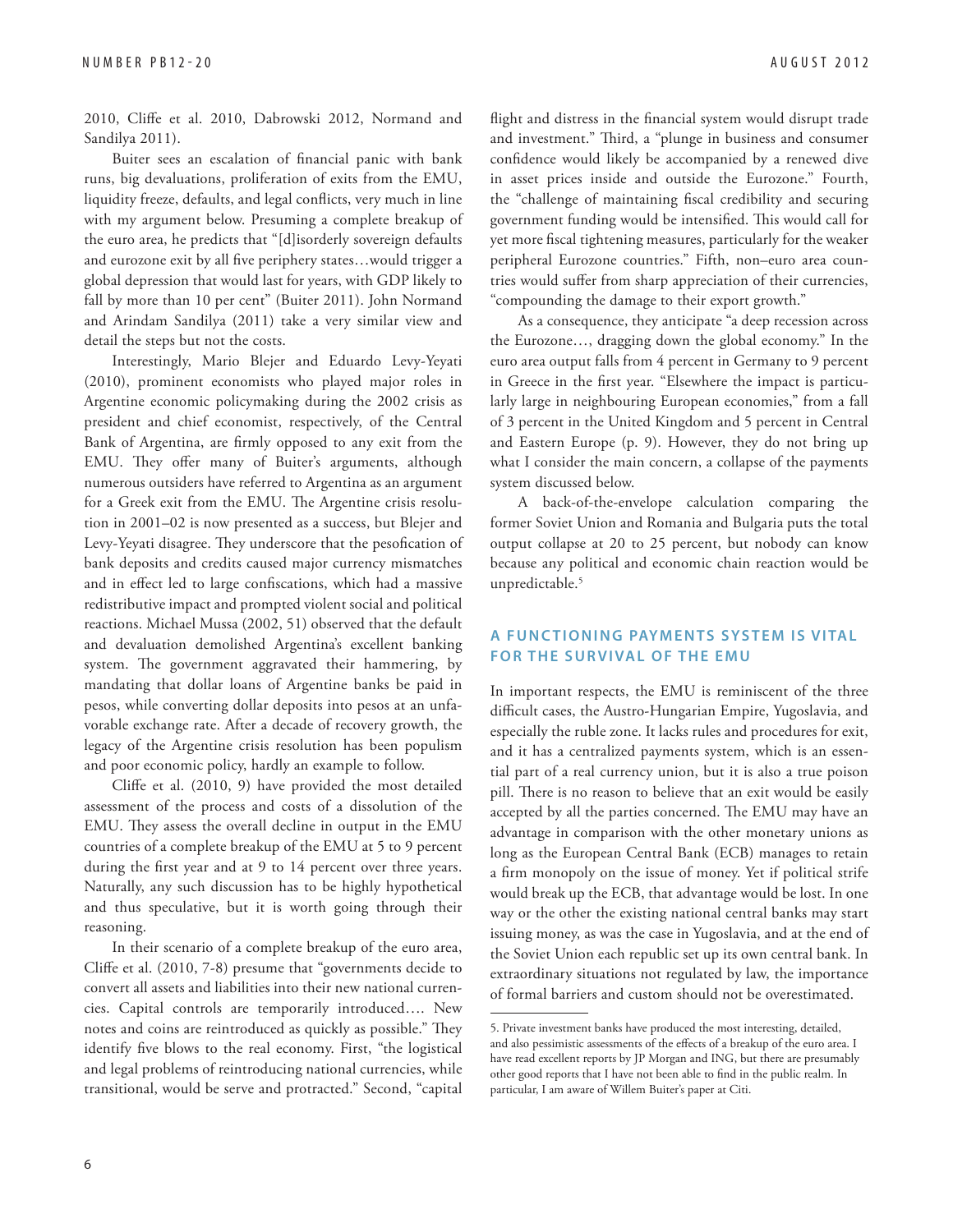2010, Cliffe et al. 2010, Dabrowski 2012, Normand and Sandilya 2011).

Buiter sees an escalation of financial panic with bank runs, big devaluations, proliferation of exits from the EMU, liquidity freeze, defaults, and legal conflicts, very much in line with my argument below. Presuming a complete breakup of the euro area, he predicts that "[d]isorderly sovereign defaults and eurozone exit by all five periphery states…would trigger a global depression that would last for years, with GDP likely to fall by more than 10 per cent" (Buiter 2011). John Normand and Arindam Sandilya (2011) take a very similar view and detail the steps but not the costs.

Interestingly, Mario Blejer and Eduardo Levy-Yeyati (2010), prominent economists who played major roles in Argentine economic policymaking during the 2002 crisis as president and chief economist, respectively, of the Central Bank of Argentina, are firmly opposed to any exit from the EMU. They offer many of Buiter's arguments, although numerous outsiders have referred to Argentina as an argument for a Greek exit from the EMU. The Argentine crisis resolution in 2001–02 is now presented as a success, but Blejer and Levy-Yeyati disagree. They underscore that the pesofication of bank deposits and credits caused major currency mismatches and in effect led to large confiscations, which had a massive redistributive impact and prompted violent social and political reactions. Michael Mussa (2002, 51) observed that the default and devaluation demolished Argentina's excellent banking system. The government aggravated their hammering, by mandating that dollar loans of Argentine banks be paid in pesos, while converting dollar deposits into pesos at an unfavorable exchange rate. After a decade of recovery growth, the legacy of the Argentine crisis resolution has been populism and poor economic policy, hardly an example to follow.

Cliffe et al. (2010, 9) have provided the most detailed assessment of the process and costs of a dissolution of the EMU. They assess the overall decline in output in the EMU countries of a complete breakup of the EMU at 5 to 9 percent during the first year and at 9 to 14 percent over three years. Naturally, any such discussion has to be highly hypothetical and thus speculative, but it is worth going through their reasoning.

In their scenario of a complete breakup of the euro area, Cliffe et al. (2010, 7-8) presume that "governments decide to convert all assets and liabilities into their new national currencies. Capital controls are temporarily introduced…. New notes and coins are reintroduced as quickly as possible." They identify five blows to the real economy. First, "the logistical and legal problems of reintroducing national currencies, while transitional, would be serve and protracted." Second, "capital flight and distress in the financial system would disrupt trade and investment." Third, a "plunge in business and consumer confidence would likely be accompanied by a renewed dive in asset prices inside and outside the Eurozone." Fourth, the "challenge of maintaining fiscal credibility and securing government funding would be intensified. This would call for yet more fiscal tightening measures, particularly for the weaker peripheral Eurozone countries." Fifth, non–euro area countries would suffer from sharp appreciation of their currencies, "compounding the damage to their export growth."

As a consequence, they anticipate "a deep recession across the Eurozone…, dragging down the global economy." In the euro area output falls from 4 percent in Germany to 9 percent in Greece in the first year. "Elsewhere the impact is particularly large in neighbouring European economies," from a fall of 3 percent in the United Kingdom and 5 percent in Central and Eastern Europe (p. 9). However, they do not bring up what I consider the main concern, a collapse of the payments system discussed below.

A back-of-the-envelope calculation comparing the former Soviet Union and Romania and Bulgaria puts the total output collapse at 20 to 25 percent, but nobody can know because any political and economic chain reaction would be unpredictable.[5]

## A FUNCTIONING PAYMENTS SYSTEM IS VITAL FOR THE SURVIVAL OF THE EMU

In important respects, the EMU is reminiscent of the three difficult cases, the Austro-Hungarian Empire, Yugoslavia, and especially the ruble zone. It lacks rules and procedures for exit, and it has a centralized payments system, which is an essential part of a real currency union, but it is also a true poison pill. There is no reason to believe that an exit would be easily accepted by all the parties concerned. The EMU may have an advantage in comparison with the other monetary unions as long as the European Central Bank (ECB) manages to retain a firm monopoly on the issue of money. Yet if political strife would break up the ECB, that advantage would be lost. In one way or the other the existing national central banks may start issuing money, as was the case in Yugoslavia, and at the end of the Soviet Union each republic set up its own central bank. In extraordinary situations not regulated by law, the importance of formal barriers and custom should not be overestimated.

5. Private investment banks have produced the most interesting, detailed, and also pessimistic assessments of the effects of a breakup of the euro area. I have read excellent reports by JP Morgan and ING, but there are presumably other good reports that I have not been able to find in the public realm. In particular, I am aware of Willem Buiter's paper at Citi.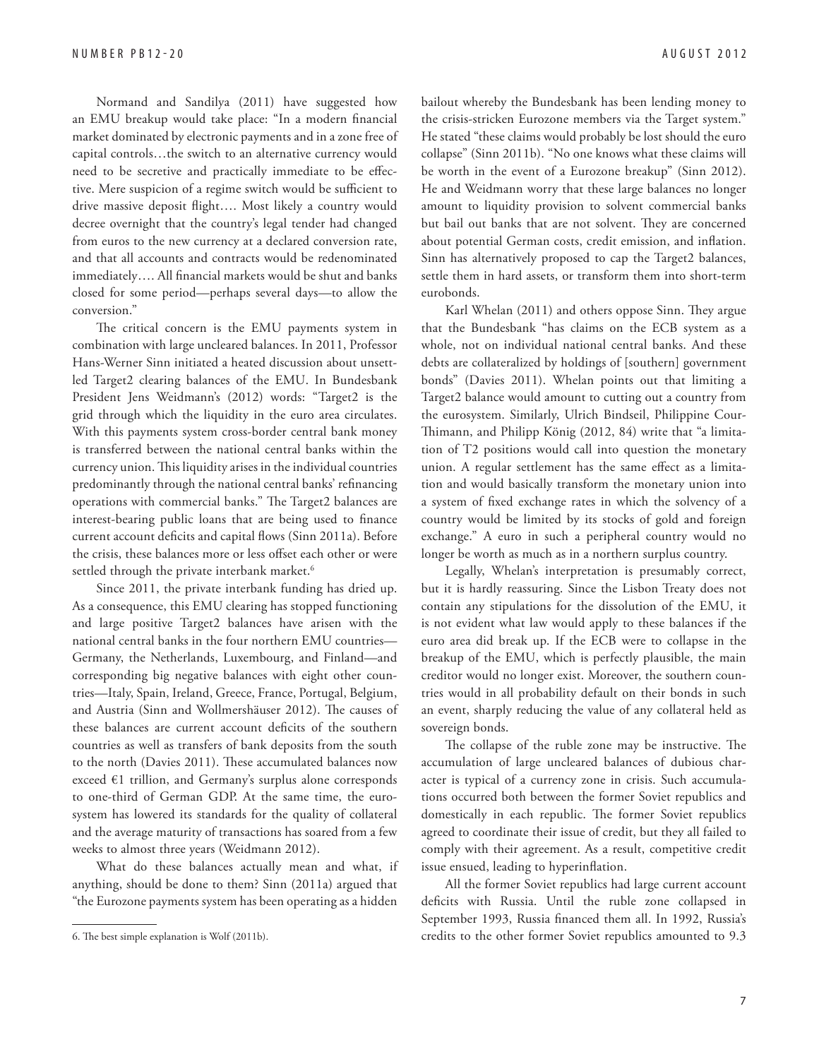Normand and Sandilya (2011) have suggested how an EMU breakup would take place: "In a modern financial market dominated by electronic payments and in a zone free of capital controls…the switch to an alternative currency would need to be secretive and practically immediate to be effective. Mere suspicion of a regime switch would be sufficient to drive massive deposit flight…. Most likely a country would decree overnight that the country's legal tender had changed from euros to the new currency at a declared conversion rate, and that all accounts and contracts would be redenominated immediately…. All financial markets would be shut and banks closed for some period—perhaps several days—to allow the conversion."

The critical concern is the EMU payments system in combination with large uncleared balances. In 2011, Professor Hans-Werner Sinn initiated a heated discussion about unsettled Target2 clearing balances of the EMU. In Bundesbank President Jens Weidmann's (2012) words: "Target2 is the grid through which the liquidity in the euro area circulates. With this payments system cross-border central bank money is transferred between the national central banks within the currency union. This liquidity arises in the individual countries predominantly through the national central banks' refinancing operations with commercial banks." The Target2 balances are interest-bearing public loans that are being used to finance current account deficits and capital flows (Sinn 2011a). Before the crisis, these balances more or less offset each other or were settled through the private interbank market.[6]

Since 2011, the private interbank funding has dried up. As a consequence, this EMU clearing has stopped functioning and large positive Target2 balances have arisen with the national central banks in the four northern EMU countries—Germany, the Netherlands, Luxembourg, and Finland—and corresponding big negative balances with eight other countries—Italy, Spain, Ireland, Greece, France, Portugal, Belgium, and Austria (Sinn and Wollmershäuser 2012). The causes of these balances are current account deficits of the southern countries as well as transfers of bank deposits from the south to the north (Davies 2011). These accumulated balances now exceed €1 trillion, and Germany's surplus alone corresponds to one-third of German GDP. At the same time, the eurosystem has lowered its standards for the quality of collateral and the average maturity of transactions has soared from a few weeks to almost three years (Weidmann 2012).

What do these balances actually mean and what, if anything, should be done to them? Sinn (2011a) argued that "the Eurozone payments system has been operating as a hidden bailout whereby the Bundesbank has been lending money to the crisis-stricken Eurozone members via the Target system." He stated "these claims would probably be lost should the euro collapse" (Sinn 2011b). "No one knows what these claims will be worth in the event of a Eurozone breakup" (Sinn 2012). He and Weidmann worry that these large balances no longer amount to liquidity provision to solvent commercial banks but bail out banks that are not solvent. They are concerned about potential German costs, credit emission, and inflation. Sinn has alternatively proposed to cap the Target2 balances, settle them in hard assets, or transform them into short-term eurobonds.

Karl Whelan (2011) and others oppose Sinn. They argue that the Bundesbank "has claims on the ECB system as a whole, not on individual national central banks. And these debts are collateralized by holdings of [southern] government bonds" (Davies 2011). Whelan points out that limiting a Target2 balance would amount to cutting out a country from the eurosystem. Similarly, Ulrich Bindseil, Philippine Cour-Thimann, and Philipp König (2012, 84) write that "a limitation of T2 positions would call into question the monetary union. A regular settlement has the same effect as a limitation and would basically transform the monetary union into a system of fixed exchange rates in which the solvency of a country would be limited by its stocks of gold and foreign exchange." A euro in such a peripheral country would no longer be worth as much as in a northern surplus country.

Legally, Whelan's interpretation is presumably correct, but it is hardly reassuring. Since the Lisbon Treaty does not contain any stipulations for the dissolution of the EMU, it is not evident what law would apply to these balances if the euro area did break up. If the ECB were to collapse in the breakup of the EMU, which is perfectly plausible, the main creditor would no longer exist. Moreover, the southern countries would in all probability default on their bonds in such an event, sharply reducing the value of any collateral held as sovereign bonds.

The collapse of the ruble zone may be instructive. The accumulation of large uncleared balances of dubious character is typical of a currency zone in crisis. Such accumulations occurred both between the former Soviet republics and domestically in each republic. The former Soviet republics agreed to coordinate their issue of credit, but they all failed to comply with their agreement. As a result, competitive credit issue ensued, leading to hyperinflation.

All the former Soviet republics had large current account deficits with Russia. Until the ruble zone collapsed in September 1993, Russia financed them all. In 1992, Russia's credits to the other former Soviet republics amounted to 9.3

6. The best simple explanation is Wolf (2011b).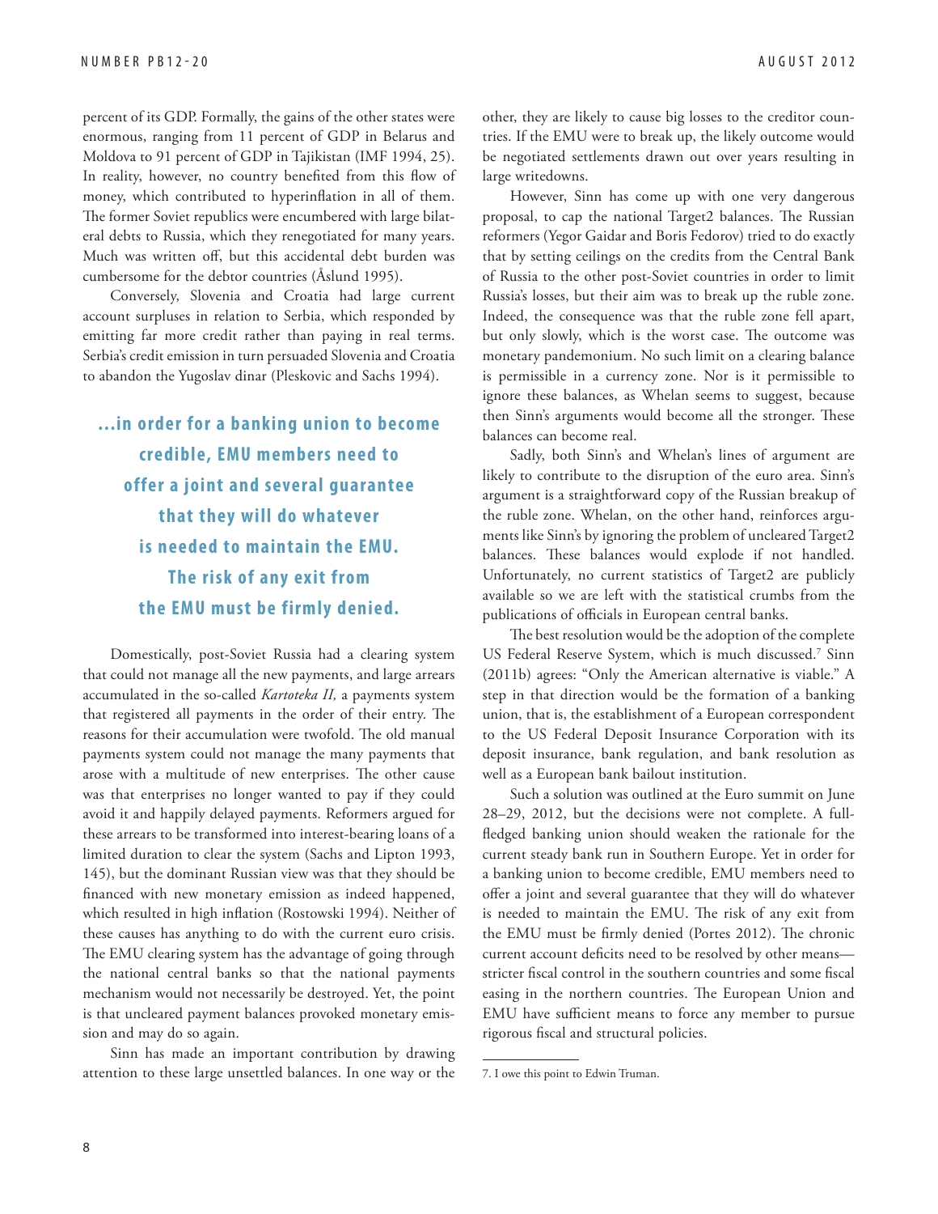percent of its GDP. Formally, the gains of the other states were enormous, ranging from 11 percent of GDP in Belarus and Moldova to 91 percent of GDP in Tajikistan (IMF 1994, 25). In reality, however, no country benefited from this flow of money, which contributed to hyperinflation in all of them. The former Soviet republics were encumbered with large bilateral debts to Russia, which they renegotiated for many years. Much was written off, but this accidental debt burden was cumbersome for the debtor countries (Åslund 1995).

Conversely, Slovenia and Croatia had large current account surpluses in relation to Serbia, which responded by emitting far more credit rather than paying in real terms. Serbia's credit emission in turn persuaded Slovenia and Croatia to abandon the Yugoslav dinar (Pleskovic and Sachs 1994).

> **...in order for a banking union to become credible, EMU members need to offer a joint and several guarantee that they will do whatever is needed to maintain the EMU. The risk of any exit from the EMU must be firmly denied.**

Domestically, post-Soviet Russia had a clearing system that could not manage all the new payments, and large arrears accumulated in the so-called *Kartoteka II,* a payments system that registered all payments in the order of their entry. The reasons for their accumulation were twofold. The old manual payments system could not manage the many payments that arose with a multitude of new enterprises. The other cause was that enterprises no longer wanted to pay if they could avoid it and happily delayed payments. Reformers argued for these arrears to be transformed into interest-bearing loans of a limited duration to clear the system (Sachs and Lipton 1993, 145), but the dominant Russian view was that they should be financed with new monetary emission as indeed happened, which resulted in high inflation (Rostowski 1994). Neither of these causes has anything to do with the current euro crisis. The EMU clearing system has the advantage of going through the national central banks so that the national payments mechanism would not necessarily be destroyed. Yet, the point is that uncleared payment balances provoked monetary emission and may do so again.

Sinn has made an important contribution by drawing attention to these large unsettled balances. In one way or the other, they are likely to cause big losses to the creditor countries. If the EMU were to break up, the likely outcome would be negotiated settlements drawn out over years resulting in large writedowns.

However, Sinn has come up with one very dangerous proposal, to cap the national Target2 balances. The Russian reformers (Yegor Gaidar and Boris Fedorov) tried to do exactly that by setting ceilings on the credits from the Central Bank of Russia to the other post-Soviet countries in order to limit Russia's losses, but their aim was to break up the ruble zone. Indeed, the consequence was that the ruble zone fell apart, but only slowly, which is the worst case. The outcome was monetary pandemonium. No such limit on a clearing balance is permissible in a currency zone. Nor is it permissible to ignore these balances, as Whelan seems to suggest, because then Sinn's arguments would become all the stronger. These balances can become real.

Sadly, both Sinn's and Whelan's lines of argument are likely to contribute to the disruption of the euro area. Sinn's argument is a straightforward copy of the Russian breakup of the ruble zone. Whelan, on the other hand, reinforces arguments like Sinn's by ignoring the problem of uncleared Target2 balances. These balances would explode if not handled. Unfortunately, no current statistics of Target2 are publicly available so we are left with the statistical crumbs from the publications of officials in European central banks.

The best resolution would be the adoption of the complete US Federal Reserve System, which is much discussed.[7] Sinn (2011b) agrees: "Only the American alternative is viable." A step in that direction would be the formation of a banking union, that is, the establishment of a European correspondent to the US Federal Deposit Insurance Corporation with its deposit insurance, bank regulation, and bank resolution as well as a European bank bailout institution.

Such a solution was outlined at the Euro summit on June 28–29, 2012, but the decisions were not complete. A full-fledged banking union should weaken the rationale for the current steady bank run in Southern Europe. Yet in order for a banking union to become credible, EMU members need to offer a joint and several guarantee that they will do whatever is needed to maintain the EMU. The risk of any exit from the EMU must be firmly denied (Portes 2012). The chronic current account deficits need to be resolved by other means—stricter fiscal control in the southern countries and some fiscal easing in the northern countries. The European Union and EMU have sufficient means to force any member to pursue rigorous fiscal and structural policies.

---

7. I owe this point to Edwin Truman.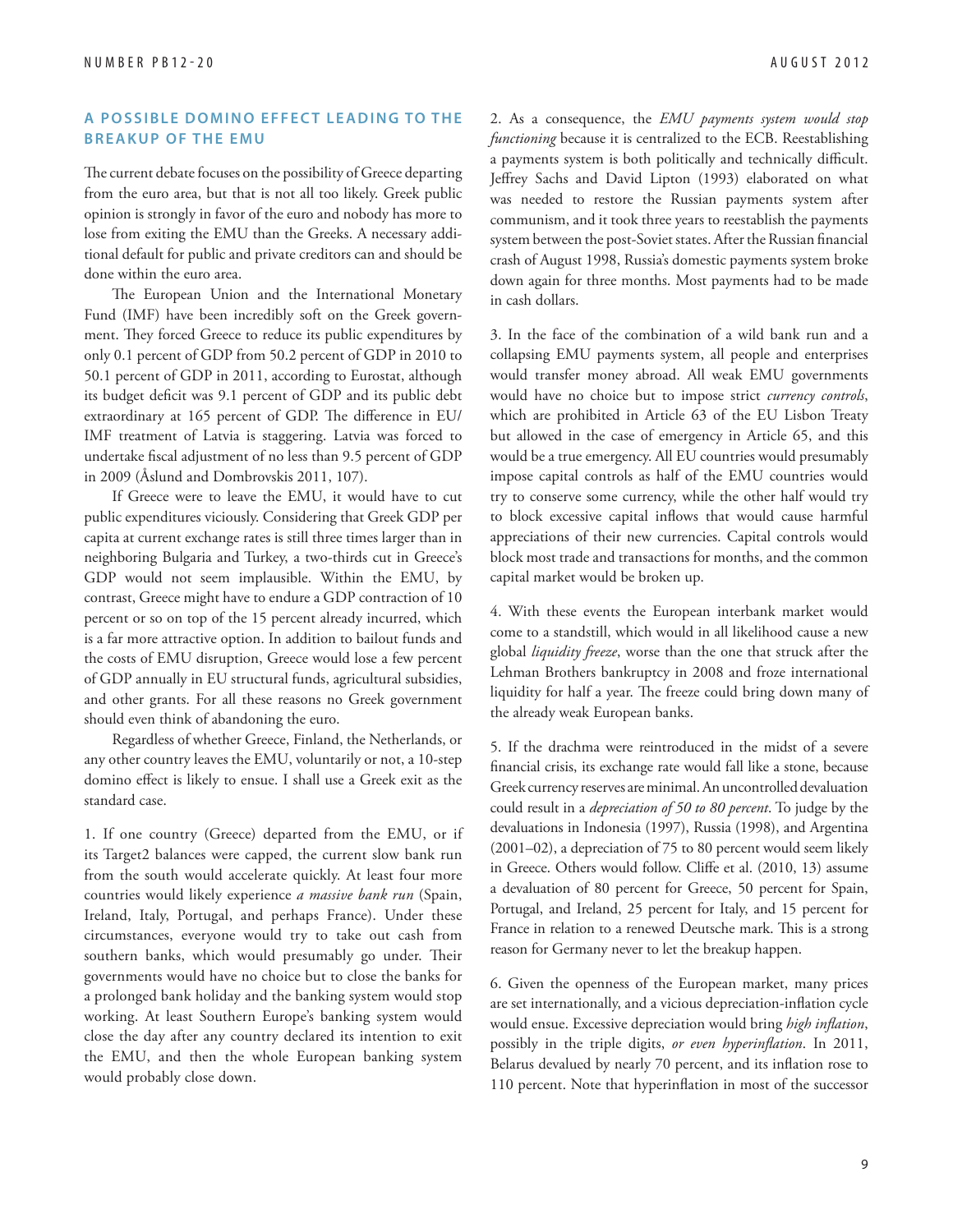## A POSSIBLE DOMINO EFFECT LEADING TO THE BREAKUP OF THE EMU

The current debate focuses on the possibility of Greece departing from the euro area, but that is not all too likely. Greek public opinion is strongly in favor of the euro and nobody has more to lose from exiting the EMU than the Greeks. A necessary additional default for public and private creditors can and should be done within the euro area.

The European Union and the International Monetary Fund (IMF) have been incredibly soft on the Greek government. They forced Greece to reduce its public expenditures by only 0.1 percent of GDP from 50.2 percent of GDP in 2010 to 50.1 percent of GDP in 2011, according to Eurostat, although its budget deficit was 9.1 percent of GDP and its public debt extraordinary at 165 percent of GDP. The difference in EU/IMF treatment of Latvia is staggering. Latvia was forced to undertake fiscal adjustment of no less than 9.5 percent of GDP in 2009 (Åslund and Dombrovskis 2011, 107).

If Greece were to leave the EMU, it would have to cut public expenditures viciously. Considering that Greek GDP per capita at current exchange rates is still three times larger than in neighboring Bulgaria and Turkey, a two-thirds cut in Greece's GDP would not seem implausible. Within the EMU, by contrast, Greece might have to endure a GDP contraction of 10 percent or so on top of the 15 percent already incurred, which is a far more attractive option. In addition to bailout funds and the costs of EMU disruption, Greece would lose a few percent of GDP annually in EU structural funds, agricultural subsidies, and other grants. For all these reasons no Greek government should even think of abandoning the euro.

Regardless of whether Greece, Finland, the Netherlands, or any other country leaves the EMU, voluntarily or not, a 10-step domino effect is likely to ensue. I shall use a Greek exit as the standard case.

1. If one country (Greece) departed from the EMU, or if its Target2 balances were capped, the current slow bank run from the south would accelerate quickly. At least four more countries would likely experience *a massive bank run* (Spain, Ireland, Italy, Portugal, and perhaps France). Under these circumstances, everyone would try to take out cash from southern banks, which would presumably go under. Their governments would have no choice but to close the banks for a prolonged bank holiday and the banking system would stop working. At least Southern Europe's banking system would close the day after any country declared its intention to exit the EMU, and then the whole European banking system would probably close down.

2. As a consequence, the *EMU payments system would stop functioning* because it is centralized to the ECB. Reestablishing a payments system is both politically and technically difficult. Jeffrey Sachs and David Lipton (1993) elaborated on what was needed to restore the Russian payments system after communism, and it took three years to reestablish the payments system between the post-Soviet states. After the Russian financial crash of August 1998, Russia's domestic payments system broke down again for three months. Most payments had to be made in cash dollars.

3. In the face of the combination of a wild bank run and a collapsing EMU payments system, all people and enterprises would transfer money abroad. All weak EMU governments would have no choice but to impose strict *currency controls*, which are prohibited in Article 63 of the EU Lisbon Treaty but allowed in the case of emergency in Article 65, and this would be a true emergency. All EU countries would presumably impose capital controls as half of the EMU countries would try to conserve some currency, while the other half would try to block excessive capital inflows that would cause harmful appreciations of their new currencies. Capital controls would block most trade and transactions for months, and the common capital market would be broken up.

4. With these events the European interbank market would come to a standstill, which would in all likelihood cause a new global *liquidity freeze*, worse than the one that struck after the Lehman Brothers bankruptcy in 2008 and froze international liquidity for half a year. The freeze could bring down many of the already weak European banks.

5. If the drachma were reintroduced in the midst of a severe financial crisis, its exchange rate would fall like a stone, because Greek currency reserves are minimal. An uncontrolled devaluation could result in a *depreciation of 50 to 80 percent*. To judge by the devaluations in Indonesia (1997), Russia (1998), and Argentina (2001–02), a depreciation of 75 to 80 percent would seem likely in Greece. Others would follow. Cliffe et al. (2010, 13) assume a devaluation of 80 percent for Greece, 50 percent for Spain, Portugal, and Ireland, 25 percent for Italy, and 15 percent for France in relation to a renewed Deutsche mark. This is a strong reason for Germany never to let the breakup happen.

6. Given the openness of the European market, many prices are set internationally, and a vicious depreciation-inflation cycle would ensue. Excessive depreciation would bring *high inflation*, possibly in the triple digits, *or even hyperinflation*. In 2011, Belarus devalued by nearly 70 percent, and its inflation rose to 110 percent. Note that hyperinflation in most of the successor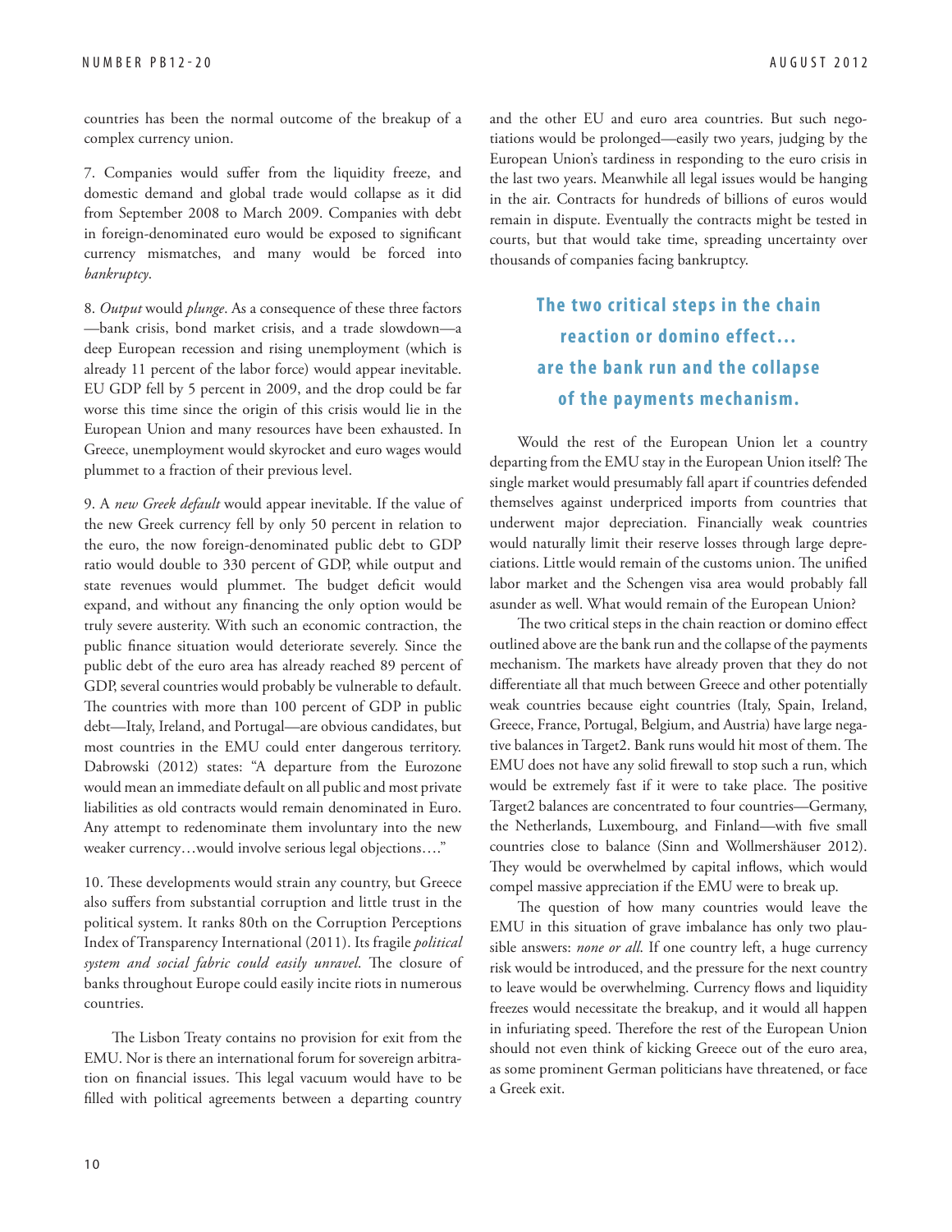countries has been the normal outcome of the breakup of a complex currency union.

7. Companies would suffer from the liquidity freeze, and domestic demand and global trade would collapse as it did from September 2008 to March 2009. Companies with debt in foreign-denominated euro would be exposed to significant currency mismatches, and many would be forced into *bankruptcy*.

8. *Output* would *plunge*. As a consequence of these three factors —bank crisis, bond market crisis, and a trade slowdown—a deep European recession and rising unemployment (which is already 11 percent of the labor force) would appear inevitable. EU GDP fell by 5 percent in 2009, and the drop could be far worse this time since the origin of this crisis would lie in the European Union and many resources have been exhausted. In Greece, unemployment would skyrocket and euro wages would plummet to a fraction of their previous level.

9. A *new Greek default* would appear inevitable. If the value of the new Greek currency fell by only 50 percent in relation to the euro, the now foreign-denominated public debt to GDP ratio would double to 330 percent of GDP, while output and state revenues would plummet. The budget deficit would expand, and without any financing the only option would be truly severe austerity. With such an economic contraction, the public finance situation would deteriorate severely. Since the public debt of the euro area has already reached 89 percent of GDP, several countries would probably be vulnerable to default. The countries with more than 100 percent of GDP in public debt—Italy, Ireland, and Portugal—are obvious candidates, but most countries in the EMU could enter dangerous territory. Dabrowski (2012) states: "A departure from the Eurozone would mean an immediate default on all public and most private liabilities as old contracts would remain denominated in Euro. Any attempt to redenominate them involuntary into the new weaker currency…would involve serious legal objections…."

10. These developments would strain any country, but Greece also suffers from substantial corruption and little trust in the political system. It ranks 80th on the Corruption Perceptions Index of Transparency International (2011). Its fragile *political system and social fabric could easily unravel*. The closure of banks throughout Europe could easily incite riots in numerous countries.

The Lisbon Treaty contains no provision for exit from the EMU. Nor is there an international forum for sovereign arbitration on financial issues. This legal vacuum would have to be filled with political agreements between a departing country and the other EU and euro area countries. But such negotiations would be prolonged—easily two years, judging by the European Union's tardiness in responding to the euro crisis in the last two years. Meanwhile all legal issues would be hanging in the air. Contracts for hundreds of billions of euros would remain in dispute. Eventually the contracts might be tested in courts, but that would take time, spreading uncertainty over thousands of companies facing bankruptcy.

**The two critical steps in the chain reaction or domino effect… are the bank run and the collapse of the payments mechanism.**

Would the rest of the European Union let a country departing from the EMU stay in the European Union itself? The single market would presumably fall apart if countries defended themselves against underpriced imports from countries that underwent major depreciation. Financially weak countries would naturally limit their reserve losses through large depreciations. Little would remain of the customs union. The unified labor market and the Schengen visa area would probably fall asunder as well. What would remain of the European Union?

The two critical steps in the chain reaction or domino effect outlined above are the bank run and the collapse of the payments mechanism. The markets have already proven that they do not differentiate all that much between Greece and other potentially weak countries because eight countries (Italy, Spain, Ireland, Greece, France, Portugal, Belgium, and Austria) have large negative balances in Target2. Bank runs would hit most of them. The EMU does not have any solid firewall to stop such a run, which would be extremely fast if it were to take place. The positive Target2 balances are concentrated to four countries—Germany, the Netherlands, Luxembourg, and Finland—with five small countries close to balance (Sinn and Wollmershäuser 2012). They would be overwhelmed by capital inflows, which would compel massive appreciation if the EMU were to break up.

The question of how many countries would leave the EMU in this situation of grave imbalance has only two plausible answers: *none or all*. If one country left, a huge currency risk would be introduced, and the pressure for the next country to leave would be overwhelming. Currency flows and liquidity freezes would necessitate the breakup, and it would all happen in infuriating speed. Therefore the rest of the European Union should not even think of kicking Greece out of the euro area, as some prominent German politicians have threatened, or face a Greek exit.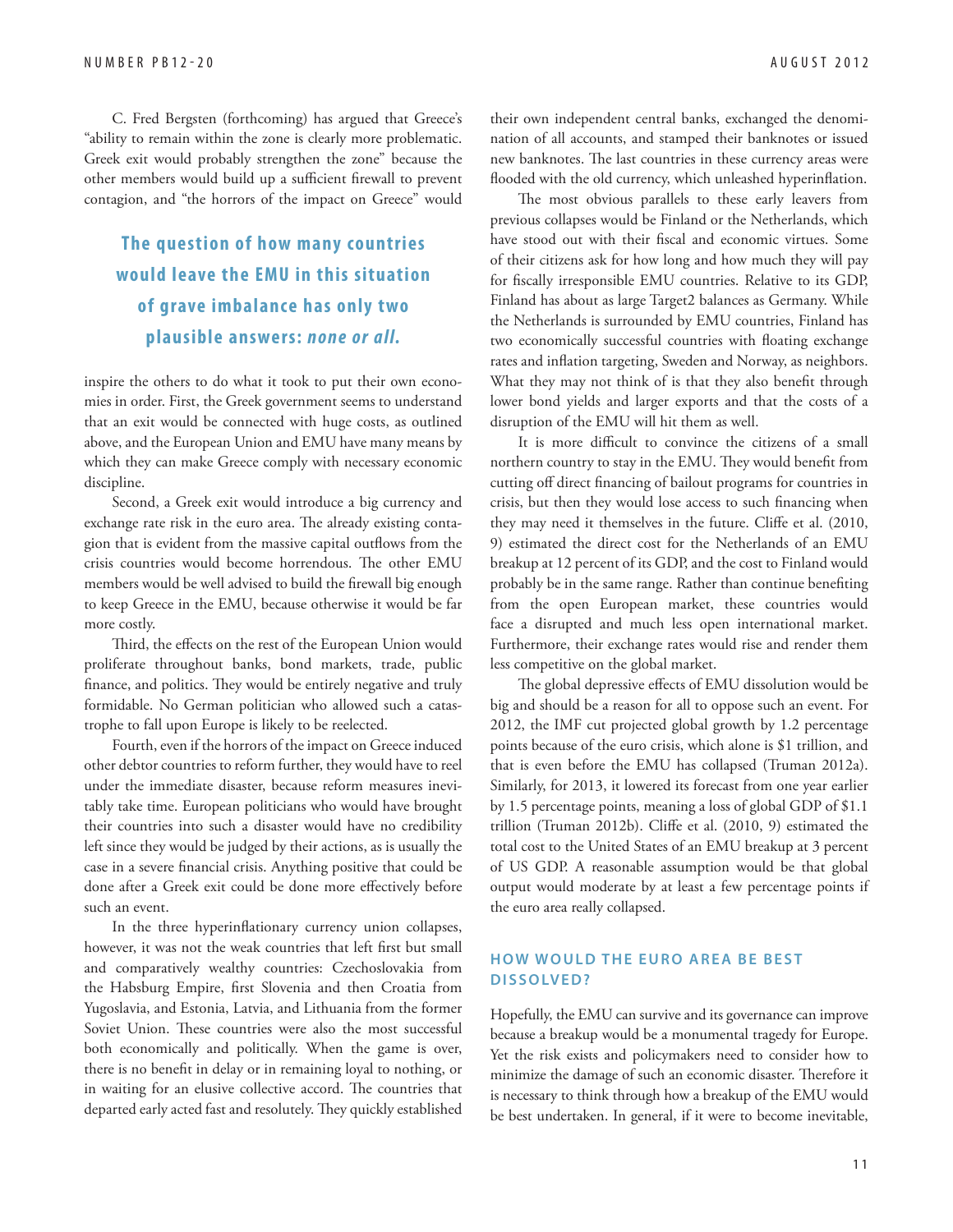C. Fred Bergsten (forthcoming) has argued that Greece's "ability to remain within the zone is clearly more problematic. Greek exit would probably strengthen the zone" because the other members would build up a sufficient firewall to prevent contagion, and "the horrors of the impact on Greece" would inspire the others to do what it took to put their own economies in order. First, the Greek government seems to understand that an exit would be connected with huge costs, as outlined above, and the European Union and EMU have many means by which they can make Greece comply with necessary economic discipline.

> **The question of how many countries would leave the EMU in this situation of grave imbalance has only two plausible answers: *none or all*.**

Second, a Greek exit would introduce a big currency and exchange rate risk in the euro area. The already existing contagion that is evident from the massive capital outflows from the crisis countries would become horrendous. The other EMU members would be well advised to build the firewall big enough to keep Greece in the EMU, because otherwise it would be far more costly.

Third, the effects on the rest of the European Union would proliferate throughout banks, bond markets, trade, public finance, and politics. They would be entirely negative and truly formidable. No German politician who allowed such a catastrophe to fall upon Europe is likely to be reelected.

Fourth, even if the horrors of the impact on Greece induced other debtor countries to reform further, they would have to reel under the immediate disaster, because reform measures inevitably take time. European politicians who would have brought their countries into such a disaster would have no credibility left since they would be judged by their actions, as is usually the case in a severe financial crisis. Anything positive that could be done after a Greek exit could be done more effectively before such an event.

In the three hyperinflationary currency union collapses, however, it was not the weak countries that left first but small and comparatively wealthy countries: Czechoslovakia from the Habsburg Empire, first Slovenia and then Croatia from Yugoslavia, and Estonia, Latvia, and Lithuania from the former Soviet Union. These countries were also the most successful both economically and politically. When the game is over, there is no benefit in delay or in remaining loyal to nothing, or in waiting for an elusive collective accord. The countries that departed early acted fast and resolutely. They quickly established their own independent central banks, exchanged the denomination of all accounts, and stamped their banknotes or issued new banknotes. The last countries in these currency areas were flooded with the old currency, which unleashed hyperinflation.

The most obvious parallels to these early leavers from previous collapses would be Finland or the Netherlands, which have stood out with their fiscal and economic virtues. Some of their citizens ask for how long and how much they will pay for fiscally irresponsible EMU countries. Relative to its GDP, Finland has about as large Target2 balances as Germany. While the Netherlands is surrounded by EMU countries, Finland has two economically successful countries with floating exchange rates and inflation targeting, Sweden and Norway, as neighbors. What they may not think of is that they also benefit through lower bond yields and larger exports and that the costs of a disruption of the EMU will hit them as well.

It is more difficult to convince the citizens of a small northern country to stay in the EMU. They would benefit from cutting off direct financing of bailout programs for countries in crisis, but then they would lose access to such financing when they may need it themselves in the future. Cliffe et al. (2010, 9) estimated the direct cost for the Netherlands of an EMU breakup at 12 percent of its GDP, and the cost to Finland would probably be in the same range. Rather than continue benefiting from the open European market, these countries would face a disrupted and much less open international market. Furthermore, their exchange rates would rise and render them less competitive on the global market.

The global depressive effects of EMU dissolution would be big and should be a reason for all to oppose such an event. For 2012, the IMF cut projected global growth by 1.2 percentage points because of the euro crisis, which alone is $1 trillion, and that is even before the EMU has collapsed (Truman 2012a). Similarly, for 2013, it lowered its forecast from one year earlier by 1.5 percentage points, meaning a loss of global GDP of $1.1 trillion (Truman 2012b). Cliffe et al. (2010, 9) estimated the total cost to the United States of an EMU breakup at 3 percent of US GDP. A reasonable assumption would be that global output would moderate by at least a few percentage points if the euro area really collapsed.

## HOW WOULD THE EURO AREA BE BEST DISSOLVED?

Hopefully, the EMU can survive and its governance can improve because a breakup would be a monumental tragedy for Europe. Yet the risk exists and policymakers need to consider how to minimize the damage of such an economic disaster. Therefore it is necessary to think through how a breakup of the EMU would be best undertaken. In general, if it were to become inevitable,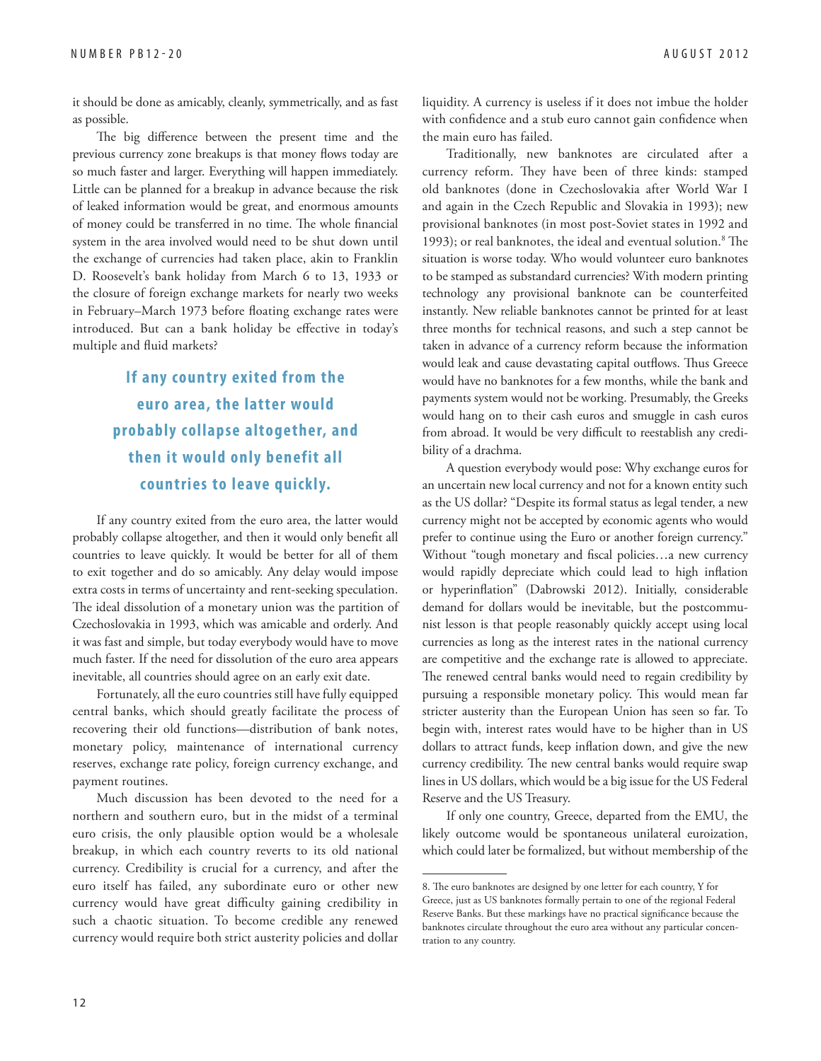it should be done as amicably, cleanly, symmetrically, and as fast as possible.

The big difference between the present time and the previous currency zone breakups is that money flows today are so much faster and larger. Everything will happen immediately. Little can be planned for a breakup in advance because the risk of leaked information would be great, and enormous amounts of money could be transferred in no time. The whole financial system in the area involved would need to be shut down until the exchange of currencies had taken place, akin to Franklin D. Roosevelt's bank holiday from March 6 to 13, 1933 or the closure of foreign exchange markets for nearly two weeks in February–March 1973 before floating exchange rates were introduced. But can a bank holiday be effective in today's multiple and fluid markets?

**If any country exited from the euro area, the latter would probably collapse altogether, and then it would only benefit all countries to leave quickly.**

If any country exited from the euro area, the latter would probably collapse altogether, and then it would only benefit all countries to leave quickly. It would be better for all of them to exit together and do so amicably. Any delay would impose extra costs in terms of uncertainty and rent-seeking speculation. The ideal dissolution of a monetary union was the partition of Czechoslovakia in 1993, which was amicable and orderly. And it was fast and simple, but today everybody would have to move much faster. If the need for dissolution of the euro area appears inevitable, all countries should agree on an early exit date.

Fortunately, all the euro countries still have fully equipped central banks, which should greatly facilitate the process of recovering their old functions—distribution of bank notes, monetary policy, maintenance of international currency reserves, exchange rate policy, foreign currency exchange, and payment routines.

Much discussion has been devoted to the need for a northern and southern euro, but in the midst of a terminal euro crisis, the only plausible option would be a wholesale breakup, in which each country reverts to its old national currency. Credibility is crucial for a currency, and after the euro itself has failed, any subordinate euro or other new currency would have great difficulty gaining credibility in such a chaotic situation. To become credible any renewed currency would require both strict austerity policies and dollar liquidity. A currency is useless if it does not imbue the holder with confidence and a stub euro cannot gain confidence when the main euro has failed.

Traditionally, new banknotes are circulated after a currency reform. They have been of three kinds: stamped old banknotes (done in Czechoslovakia after World War I and again in the Czech Republic and Slovakia in 1993); new provisional banknotes (in most post-Soviet states in 1992 and 1993); or real banknotes, the ideal and eventual solution.[8] The situation is worse today. Who would volunteer euro banknotes to be stamped as substandard currencies? With modern printing technology any provisional banknote can be counterfeited instantly. New reliable banknotes cannot be printed for at least three months for technical reasons, and such a step cannot be taken in advance of a currency reform because the information would leak and cause devastating capital outflows. Thus Greece would have no banknotes for a few months, while the bank and payments system would not be working. Presumably, the Greeks would hang on to their cash euros and smuggle in cash euros from abroad. It would be very difficult to reestablish any credibility of a drachma.

A question everybody would pose: Why exchange euros for an uncertain new local currency and not for a known entity such as the US dollar? "Despite its formal status as legal tender, a new currency might not be accepted by economic agents who would prefer to continue using the Euro or another foreign currency." Without "tough monetary and fiscal policies…a new currency would rapidly depreciate which could lead to high inflation or hyperinflation" (Dabrowski 2012). Initially, considerable demand for dollars would be inevitable, but the postcommunist lesson is that people reasonably quickly accept using local currencies as long as the interest rates in the national currency are competitive and the exchange rate is allowed to appreciate. The renewed central banks would need to regain credibility by pursuing a responsible monetary policy. This would mean far stricter austerity than the European Union has seen so far. To begin with, interest rates would have to be higher than in US dollars to attract funds, keep inflation down, and give the new currency credibility. The new central banks would require swap lines in US dollars, which would be a big issue for the US Federal Reserve and the US Treasury.

If only one country, Greece, departed from the EMU, the likely outcome would be spontaneous unilateral euroization, which could later be formalized, but without membership of the

8. The euro banknotes are designed by one letter for each country, Y for Greece, just as US banknotes formally pertain to one of the regional Federal Reserve Banks. But these markings have no practical significance because the banknotes circulate throughout the euro area without any particular concentration to any country.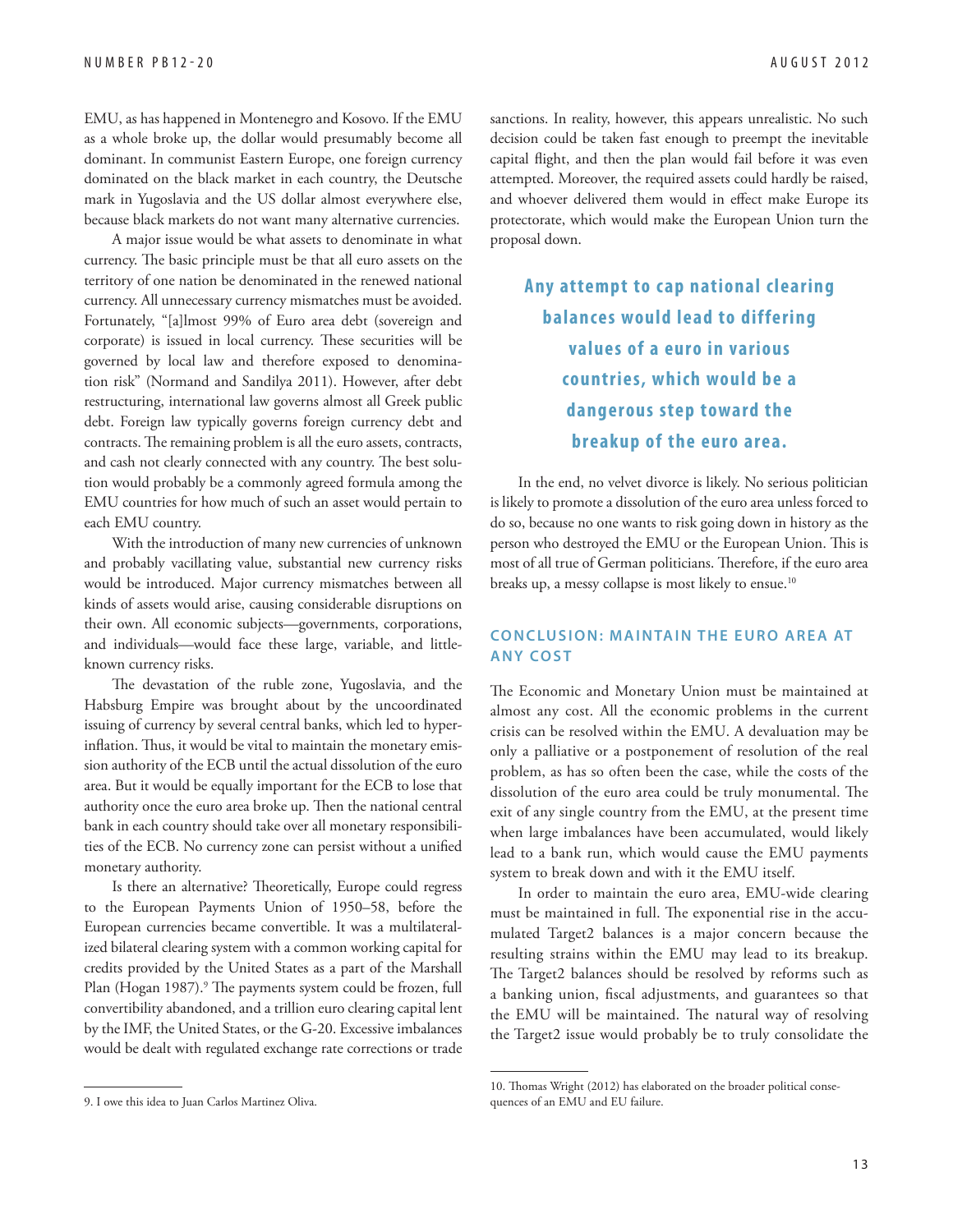EMU, as has happened in Montenegro and Kosovo. If the EMU as a whole broke up, the dollar would presumably become all dominant. In communist Eastern Europe, one foreign currency dominated on the black market in each country, the Deutsche mark in Yugoslavia and the US dollar almost everywhere else, because black markets do not want many alternative currencies.

A major issue would be what assets to denominate in what currency. The basic principle must be that all euro assets on the territory of one nation be denominated in the renewed national currency. All unnecessary currency mismatches must be avoided. Fortunately, "[a]lmost 99% of Euro area debt (sovereign and corporate) is issued in local currency. These securities will be governed by local law and therefore exposed to denomination risk" (Normand and Sandilya 2011). However, after debt restructuring, international law governs almost all Greek public debt. Foreign law typically governs foreign currency debt and contracts. The remaining problem is all the euro assets, contracts, and cash not clearly connected with any country. The best solution would probably be a commonly agreed formula among the EMU countries for how much of such an asset would pertain to each EMU country.

With the introduction of many new currencies of unknown and probably vacillating value, substantial new currency risks would be introduced. Major currency mismatches between all kinds of assets would arise, causing considerable disruptions on their own. All economic subjects—governments, corporations, and individuals—would face these large, variable, and little-known currency risks.

The devastation of the ruble zone, Yugoslavia, and the Habsburg Empire was brought about by the uncoordinated issuing of currency by several central banks, which led to hyperinflation. Thus, it would be vital to maintain the monetary emission authority of the ECB until the actual dissolution of the euro area. But it would be equally important for the ECB to lose that authority once the euro area broke up. Then the national central bank in each country should take over all monetary responsibilities of the ECB. No currency zone can persist without a unified monetary authority.

Is there an alternative? Theoretically, Europe could regress to the European Payments Union of 1950–58, before the European currencies became convertible. It was a multilateralized bilateral clearing system with a common working capital for credits provided by the United States as a part of the Marshall Plan (Hogan 1987).[9] The payments system could be frozen, full convertibility abandoned, and a trillion euro clearing capital lent by the IMF, the United States, or the G-20. Excessive imbalances would be dealt with regulated exchange rate corrections or trade sanctions. In reality, however, this appears unrealistic. No such decision could be taken fast enough to preempt the inevitable capital flight, and then the plan would fail before it was even attempted. Moreover, the required assets could hardly be raised, and whoever delivered them would in effect make Europe its protectorate, which would make the European Union turn the proposal down.

**Any attempt to cap national clearing balances would lead to differing values of a euro in various countries, which would be a dangerous step toward the breakup of the euro area.**

In the end, no velvet divorce is likely. No serious politician is likely to promote a dissolution of the euro area unless forced to do so, because no one wants to risk going down in history as the person who destroyed the EMU or the European Union. This is most of all true of German politicians. Therefore, if the euro area breaks up, a messy collapse is most likely to ensue.[10]

## CONCLUSION: MAINTAIN THE EURO AREA AT ANY COST

The Economic and Monetary Union must be maintained at almost any cost. All the economic problems in the current crisis can be resolved within the EMU. A devaluation may be only a palliative or a postponement of resolution of the real problem, as has so often been the case, while the costs of the dissolution of the euro area could be truly monumental. The exit of any single country from the EMU, at the present time when large imbalances have been accumulated, would likely lead to a bank run, which would cause the EMU payments system to break down and with it the EMU itself.

In order to maintain the euro area, EMU-wide clearing must be maintained in full. The exponential rise in the accumulated Target2 balances is a major concern because the resulting strains within the EMU may lead to its breakup. The Target2 balances should be resolved by reforms such as a banking union, fiscal adjustments, and guarantees so that the EMU will be maintained. The natural way of resolving the Target2 issue would probably be to truly consolidate the

9. I owe this idea to Juan Carlos Martinez Oliva.

10. Thomas Wright (2012) has elaborated on the broader political consequences of an EMU and EU failure.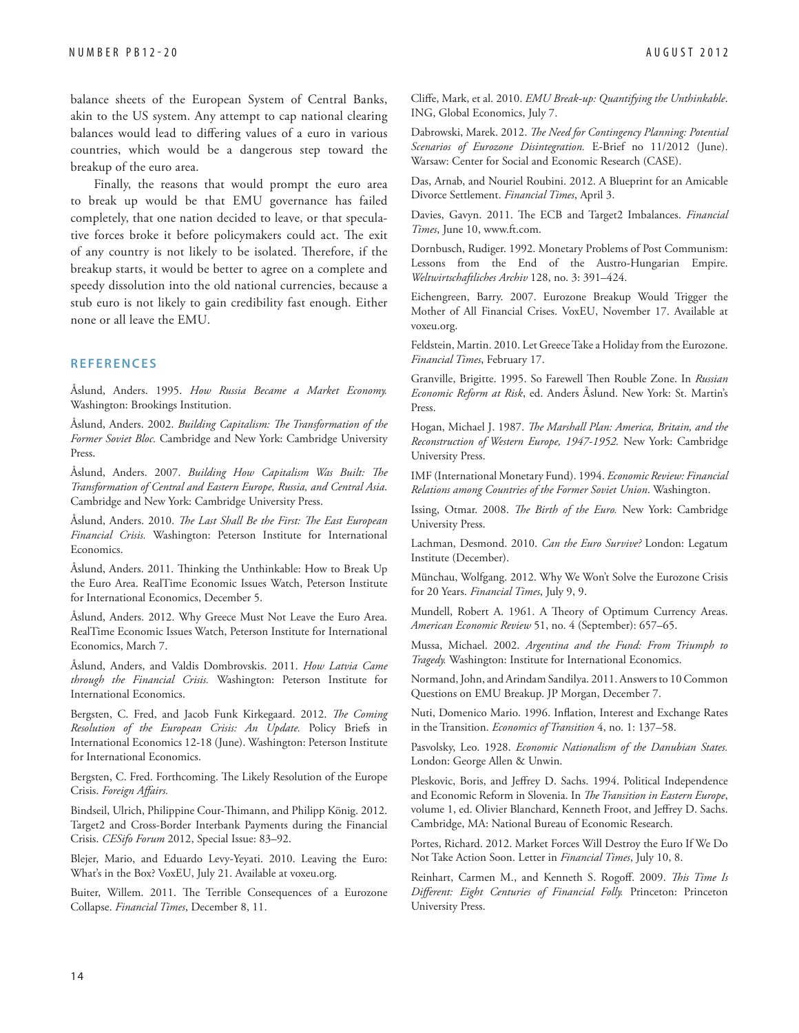balance sheets of the European System of Central Banks, akin to the US system. Any attempt to cap national clearing balances would lead to differing values of a euro in various countries, which would be a dangerous step toward the breakup of the euro area.

Finally, the reasons that would prompt the euro area to break up would be that EMU governance has failed completely, that one nation decided to leave, or that speculative forces broke it before policymakers could act. The exit of any country is not likely to be isolated. Therefore, if the breakup starts, it would be better to agree on a complete and speedy dissolution into the old national currencies, because a stub euro is not likely to gain credibility fast enough. Either none or all leave the EMU.

## REFERENCES

Åslund, Anders. 1995. *How Russia Became a Market Economy.* Washington: Brookings Institution.

Åslund, Anders. 2002. *Building Capitalism: The Transformation of the Former Soviet Bloc.* Cambridge and New York: Cambridge University Press.

Åslund, Anders. 2007. *Building How Capitalism Was Built: The Transformation of Central and Eastern Europe, Russia, and Central Asia*. Cambridge and New York: Cambridge University Press.

Åslund, Anders. 2010. *The Last Shall Be the First: The East European Financial Crisis.* Washington: Peterson Institute for International Economics.

Åslund, Anders. 2011. Thinking the Unthinkable: How to Break Up the Euro Area. RealTime Economic Issues Watch, Peterson Institute for International Economics, December 5.

Åslund, Anders. 2012. Why Greece Must Not Leave the Euro Area. RealTime Economic Issues Watch, Peterson Institute for International Economics, March 7.

Åslund, Anders, and Valdis Dombrovskis. 2011. *How Latvia Came through the Financial Crisis.* Washington: Peterson Institute for International Economics.

Bergsten, C. Fred, and Jacob Funk Kirkegaard. 2012. *The Coming Resolution of the European Crisis: An Update.* Policy Briefs in International Economics 12-18 (June). Washington: Peterson Institute for International Economics.

Bergsten, C. Fred. Forthcoming. The Likely Resolution of the Europe Crisis. *Foreign Affairs.*

Bindseil, Ulrich, Philippine Cour-Thimann, and Philipp König. 2012. Target2 and Cross-Border Interbank Payments during the Financial Crisis. *CESifo Forum* 2012, Special Issue: 83–92.

Blejer, Mario, and Eduardo Levy-Yeyati. 2010. Leaving the Euro: What's in the Box? VoxEU, July 21. Available at voxeu.org.

Buiter, Willem. 2011. The Terrible Consequences of a Eurozone Collapse. *Financial Times*, December 8, 11.

Cliffe, Mark, et al. 2010. *EMU Break-up: Quantifying the Unthinkable*. ING, Global Economics, July 7.

Dabrowski, Marek. 2012. *The Need for Contingency Planning: Potential Scenarios of Eurozone Disintegration.* E-Brief no 11/2012 (June). Warsaw: Center for Social and Economic Research (CASE).

Das, Arnab, and Nouriel Roubini. 2012. A Blueprint for an Amicable Divorce Settlement. *Financial Times*, April 3.

Davies, Gavyn. 2011. The ECB and Target2 Imbalances. *Financial Times*, June 10, www.ft.com.

Dornbusch, Rudiger. 1992. Monetary Problems of Post Communism: Lessons from the End of the Austro-Hungarian Empire. *Weltwirtschaftliches Archiv* 128, no. 3: 391–424.

Eichengreen, Barry. 2007. Eurozone Breakup Would Trigger the Mother of All Financial Crises. VoxEU, November 17. Available at voxeu.org.

Feldstein, Martin. 2010. Let Greece Take a Holiday from the Eurozone. *Financial Times*, February 17.

Granville, Brigitte. 1995. So Farewell Then Rouble Zone. In *Russian Economic Reform at Risk*, ed. Anders Åslund. New York: St. Martin's Press.

Hogan, Michael J. 1987. *The Marshall Plan: America, Britain, and the Reconstruction of Western Europe, 1947-1952.* New York: Cambridge University Press.

IMF (International Monetary Fund). 1994. *Economic Review: Financial Relations among Countries of the Former Soviet Union*. Washington.

Issing, Otmar. 2008. *The Birth of the Euro.* New York: Cambridge University Press.

Lachman, Desmond. 2010. *Can the Euro Survive?* London: Legatum Institute (December).

Münchau, Wolfgang. 2012. Why We Won't Solve the Eurozone Crisis for 20 Years. *Financial Times*, July 9, 9.

Mundell, Robert A. 1961. A Theory of Optimum Currency Areas. *American Economic Review* 51, no. 4 (September): 657–65.

Mussa, Michael. 2002. *Argentina and the Fund: From Triumph to Tragedy.* Washington: Institute for International Economics.

Normand, John, and Arindam Sandilya. 2011. Answers to 10 Common Questions on EMU Breakup. JP Morgan, December 7.

Nuti, Domenico Mario. 1996. Inflation, Interest and Exchange Rates in the Transition. *Economics of Transition* 4, no. 1: 137–58.

Pasvolsky, Leo. 1928. *Economic Nationalism of the Danubian States.* London: George Allen & Unwin.

Pleskovic, Boris, and Jeffrey D. Sachs. 1994. Political Independence and Economic Reform in Slovenia. In *The Transition in Eastern Europe*, volume 1, ed. Olivier Blanchard, Kenneth Froot, and Jeffrey D. Sachs. Cambridge, MA: National Bureau of Economic Research.

Portes, Richard. 2012. Market Forces Will Destroy the Euro If We Do Not Take Action Soon. Letter in *Financial Times*, July 10, 8.

Reinhart, Carmen M., and Kenneth S. Rogoff. 2009. *This Time Is Different: Eight Centuries of Financial Folly.* Princeton: Princeton University Press.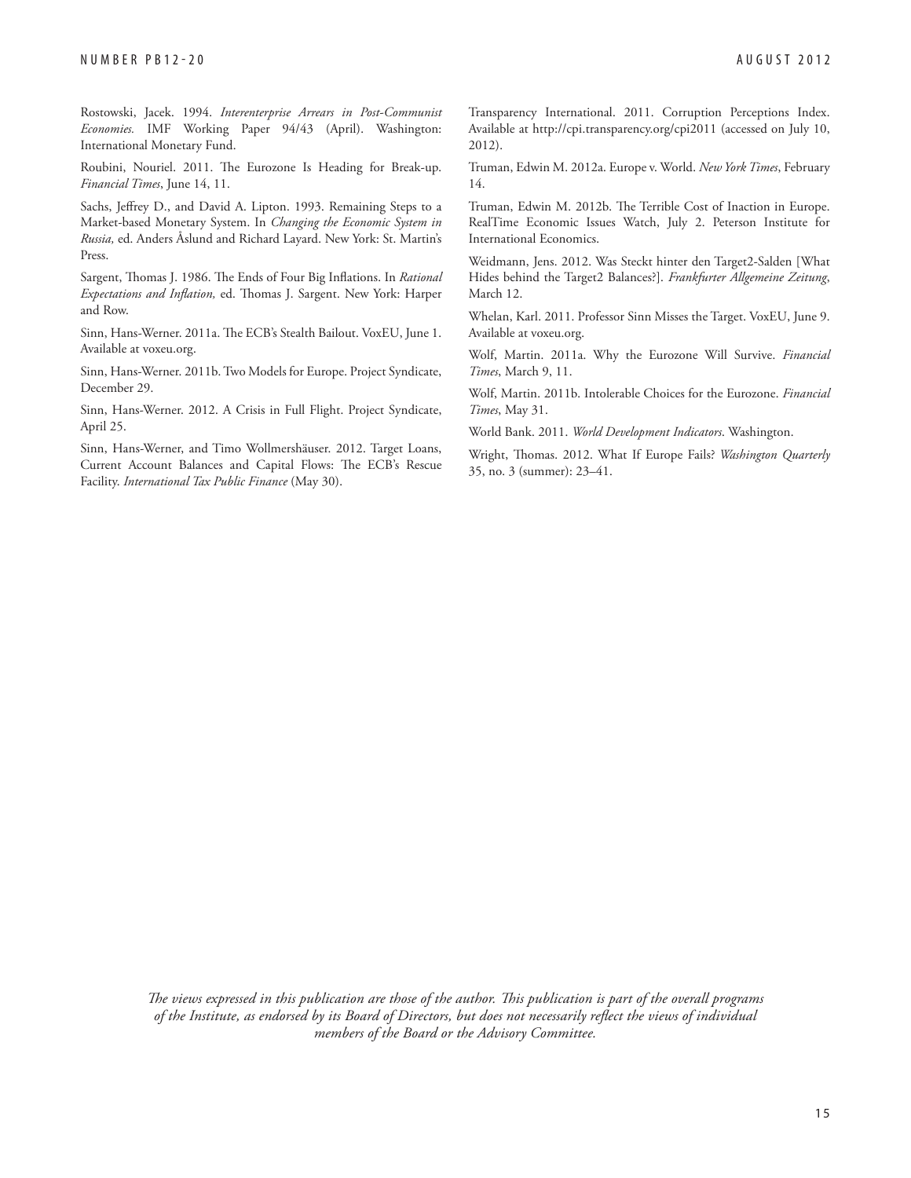Rostowski, Jacek. 1994. *Interenterprise Arrears in Post-Communist Economies.* IMF Working Paper 94/43 (April). Washington: International Monetary Fund.

Roubini, Nouriel. 2011. The Eurozone Is Heading for Break-up. *Financial Times*, June 14, 11.

Sachs, Jeffrey D., and David A. Lipton. 1993. Remaining Steps to a Market-based Monetary System. In *Changing the Economic System in Russia,* ed. Anders Åslund and Richard Layard. New York: St. Martin's Press.

Sargent, Thomas J. 1986. The Ends of Four Big Inflations. In *Rational Expectations and Inflation,* ed. Thomas J. Sargent. New York: Harper and Row.

Sinn, Hans-Werner. 2011a. The ECB's Stealth Bailout. VoxEU, June 1. Available at voxeu.org.

Sinn, Hans-Werner. 2011b. Two Models for Europe. Project Syndicate, December 29.

Sinn, Hans-Werner. 2012. A Crisis in Full Flight. Project Syndicate, April 25.

Sinn, Hans-Werner, and Timo Wollmershäuser. 2012. Target Loans, Current Account Balances and Capital Flows: The ECB's Rescue Facility. *International Tax Public Finance* (May 30).

Transparency International. 2011. Corruption Perceptions Index. Available at http://cpi.transparency.org/cpi2011 (accessed on July 10, 2012).

Truman, Edwin M. 2012a. Europe v. World. *New York Times*, February 14.

Truman, Edwin M. 2012b. The Terrible Cost of Inaction in Europe. RealTime Economic Issues Watch, July 2. Peterson Institute for International Economics.

Weidmann, Jens. 2012. Was Steckt hinter den Target2-Salden [What Hides behind the Target2 Balances?]. *Frankfurter Allgemeine Zeitung*, March 12.

Whelan, Karl. 2011. Professor Sinn Misses the Target. VoxEU, June 9. Available at voxeu.org.

Wolf, Martin. 2011a. Why the Eurozone Will Survive. *Financial Times*, March 9, 11.

Wolf, Martin. 2011b. Intolerable Choices for the Eurozone. *Financial Times*, May 31.

World Bank. 2011. *World Development Indicators*. Washington.

Wright, Thomas. 2012. What If Europe Fails? *Washington Quarterly* 35, no. 3 (summer): 23–41.

*The views expressed in this publication are those of the author. This publication is part of the overall programs of the Institute, as endorsed by its Board of Directors, but does not necessarily reflect the views of individual members of the Board or the Advisory Committee.*